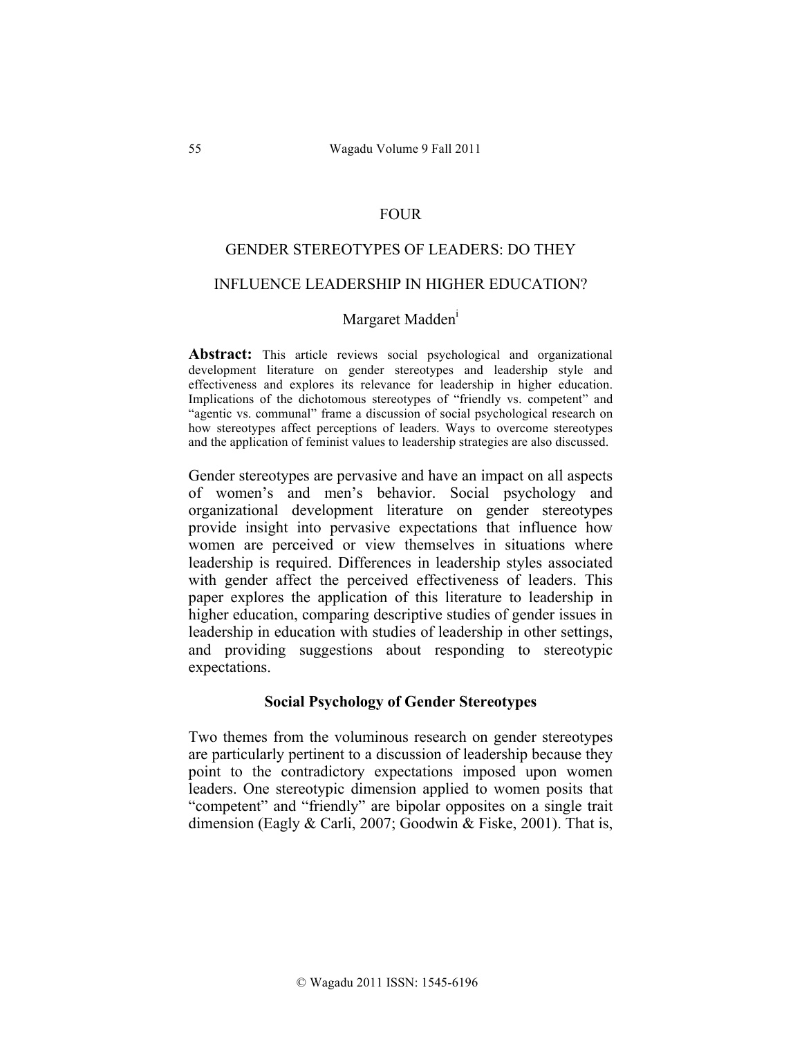FOUR

# GENDER STEREOTYPES OF LEADERS: DO THEY INFLUENCE LEADERSHIP IN HIGHER EDUCATION?

Margaret Madden[i]

**Abstract:** This article reviews social psychological and organizational development literature on gender stereotypes and leadership style and effectiveness and explores its relevance for leadership in higher education. Implications of the dichotomous stereotypes of "friendly vs. competent" and "agentic vs. communal" frame a discussion of social psychological research on how stereotypes affect perceptions of leaders. Ways to overcome stereotypes and the application of feminist values to leadership strategies are also discussed.

Gender stereotypes are pervasive and have an impact on all aspects of women's and men's behavior. Social psychology and organizational development literature on gender stereotypes provide insight into pervasive expectations that influence how women are perceived or view themselves in situations where leadership is required. Differences in leadership styles associated with gender affect the perceived effectiveness of leaders. This paper explores the application of this literature to leadership in higher education, comparing descriptive studies of gender issues in leadership in education with studies of leadership in other settings, and providing suggestions about responding to stereotypic expectations.

## Social Psychology of Gender Stereotypes

Two themes from the voluminous research on gender stereotypes are particularly pertinent to a discussion of leadership because they point to the contradictory expectations imposed upon women leaders. One stereotypic dimension applied to women posits that "competent" and "friendly" are bipolar opposites on a single trait dimension (Eagly & Carli, 2007; Goodwin & Fiske, 2001). That is,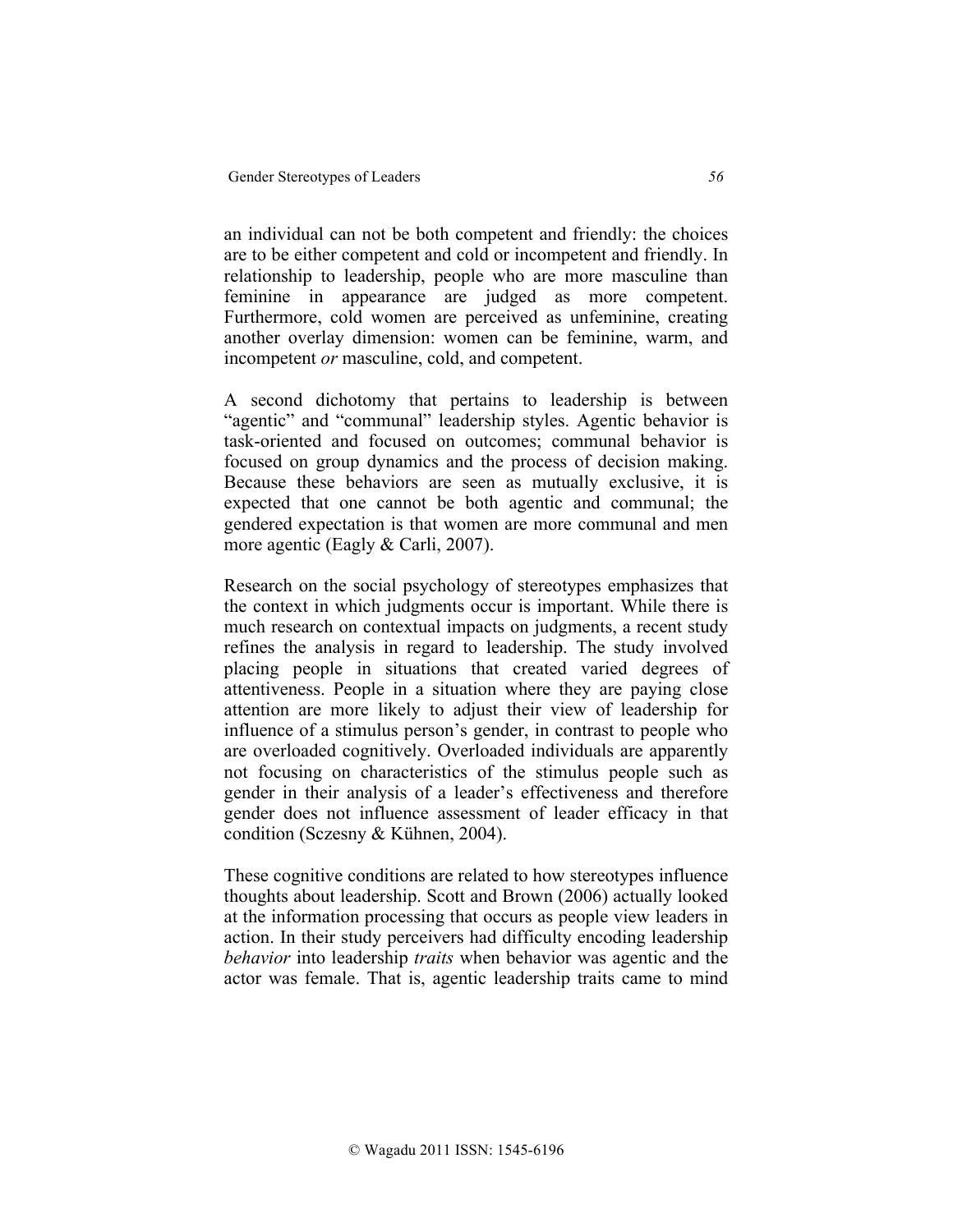an individual can not be both competent and friendly: the choices are to be either competent and cold or incompetent and friendly. In relationship to leadership, people who are more masculine than feminine in appearance are judged as more competent. Furthermore, cold women are perceived as unfeminine, creating another overlay dimension: women can be feminine, warm, and incompetent *or* masculine, cold, and competent.

A second dichotomy that pertains to leadership is between "agentic" and "communal" leadership styles. Agentic behavior is task-oriented and focused on outcomes; communal behavior is focused on group dynamics and the process of decision making. Because these behaviors are seen as mutually exclusive, it is expected that one cannot be both agentic and communal; the gendered expectation is that women are more communal and men more agentic (Eagly & Carli, 2007).

Research on the social psychology of stereotypes emphasizes that the context in which judgments occur is important. While there is much research on contextual impacts on judgments, a recent study refines the analysis in regard to leadership. The study involved placing people in situations that created varied degrees of attentiveness. People in a situation where they are paying close attention are more likely to adjust their view of leadership for influence of a stimulus person's gender, in contrast to people who are overloaded cognitively. Overloaded individuals are apparently not focusing on characteristics of the stimulus people such as gender in their analysis of a leader's effectiveness and therefore gender does not influence assessment of leader efficacy in that condition (Sczesny & Kühnen, 2004).

These cognitive conditions are related to how stereotypes influence thoughts about leadership. Scott and Brown (2006) actually looked at the information processing that occurs as people view leaders in action. In their study perceivers had difficulty encoding leadership *behavior* into leadership *traits* when behavior was agentic and the actor was female. That is, agentic leadership traits came to mind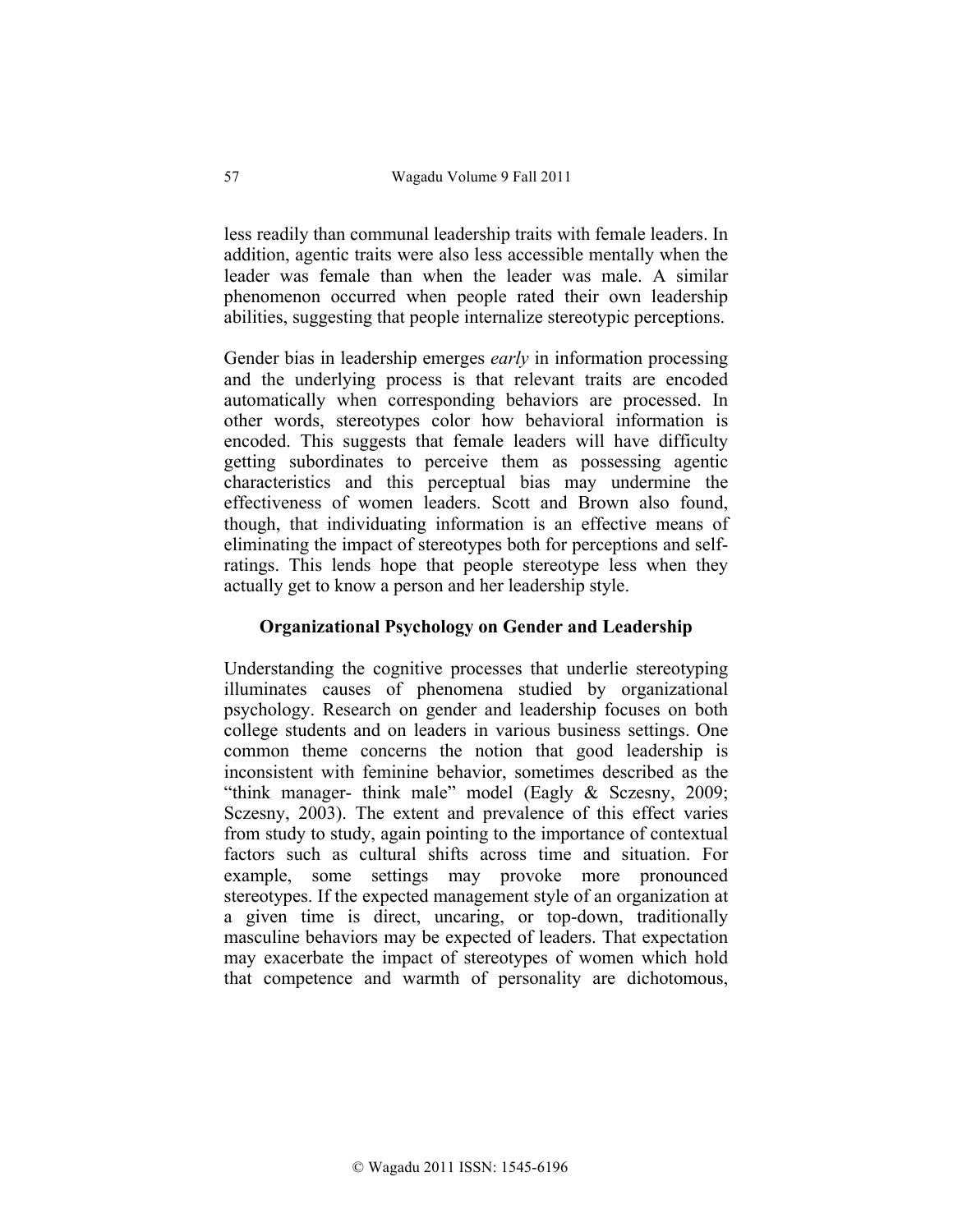less readily than communal leadership traits with female leaders. In addition, agentic traits were also less accessible mentally when the leader was female than when the leader was male. A similar phenomenon occurred when people rated their own leadership abilities, suggesting that people internalize stereotypic perceptions.

Gender bias in leadership emerges *early* in information processing and the underlying process is that relevant traits are encoded automatically when corresponding behaviors are processed. In other words, stereotypes color how behavioral information is encoded. This suggests that female leaders will have difficulty getting subordinates to perceive them as possessing agentic characteristics and this perceptual bias may undermine the effectiveness of women leaders. Scott and Brown also found, though, that individuating information is an effective means of eliminating the impact of stereotypes both for perceptions and self-ratings. This lends hope that people stereotype less when they actually get to know a person and her leadership style.

## Organizational Psychology on Gender and Leadership

Understanding the cognitive processes that underlie stereotyping illuminates causes of phenomena studied by organizational psychology. Research on gender and leadership focuses on both college students and on leaders in various business settings. One common theme concerns the notion that good leadership is inconsistent with feminine behavior, sometimes described as the "think manager- think male" model (Eagly & Sczesny, 2009; Sczesny, 2003). The extent and prevalence of this effect varies from study to study, again pointing to the importance of contextual factors such as cultural shifts across time and situation. For example, some settings may provoke more pronounced stereotypes. If the expected management style of an organization at a given time is direct, uncaring, or top-down, traditionally masculine behaviors may be expected of leaders. That expectation may exacerbate the impact of stereotypes of women which hold that competence and warmth of personality are dichotomous,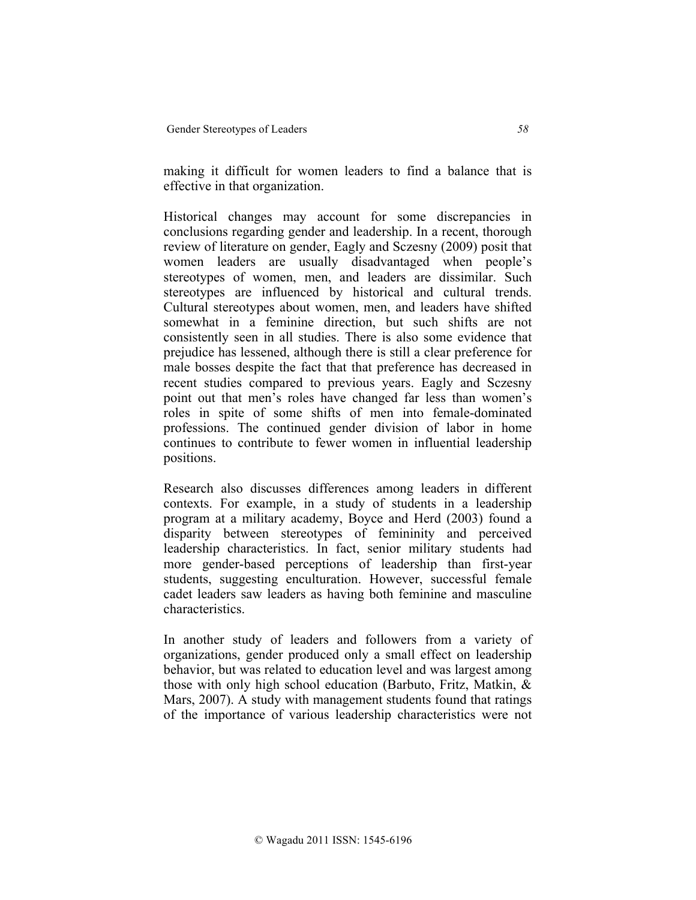making it difficult for women leaders to find a balance that is effective in that organization.

Historical changes may account for some discrepancies in conclusions regarding gender and leadership. In a recent, thorough review of literature on gender, Eagly and Sczesny (2009) posit that women leaders are usually disadvantaged when people's stereotypes of women, men, and leaders are dissimilar. Such stereotypes are influenced by historical and cultural trends. Cultural stereotypes about women, men, and leaders have shifted somewhat in a feminine direction, but such shifts are not consistently seen in all studies. There is also some evidence that prejudice has lessened, although there is still a clear preference for male bosses despite the fact that that preference has decreased in recent studies compared to previous years. Eagly and Sczesny point out that men's roles have changed far less than women's roles in spite of some shifts of men into female-dominated professions. The continued gender division of labor in home continues to contribute to fewer women in influential leadership positions.

Research also discusses differences among leaders in different contexts. For example, in a study of students in a leadership program at a military academy, Boyce and Herd (2003) found a disparity between stereotypes of femininity and perceived leadership characteristics. In fact, senior military students had more gender-based perceptions of leadership than first-year students, suggesting enculturation. However, successful female cadet leaders saw leaders as having both feminine and masculine characteristics.

In another study of leaders and followers from a variety of organizations, gender produced only a small effect on leadership behavior, but was related to education level and was largest among those with only high school education (Barbuto, Fritz, Matkin, & Mars, 2007). A study with management students found that ratings of the importance of various leadership characteristics were not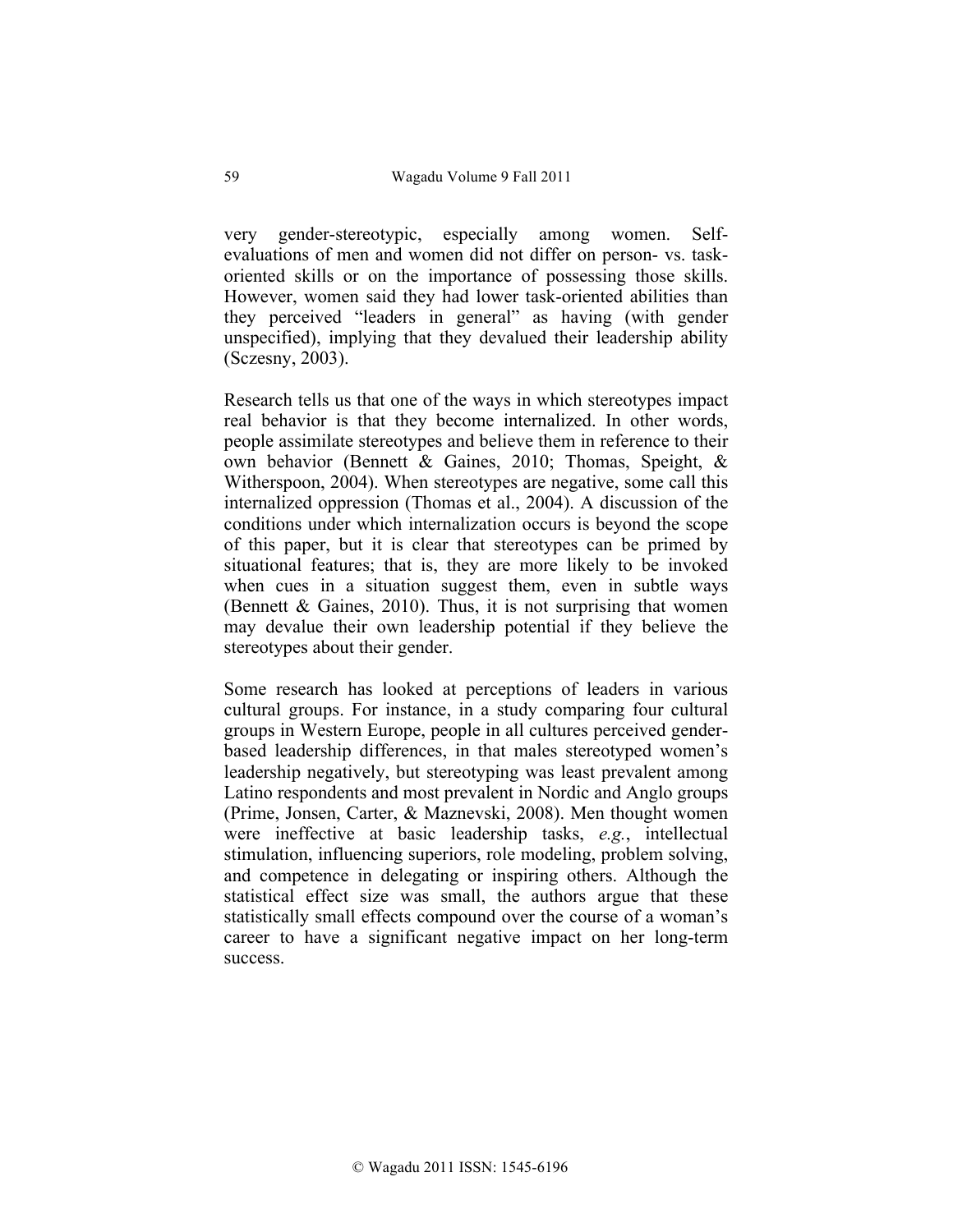very gender-stereotypic, especially among women. Self-evaluations of men and women did not differ on person- vs. task-oriented skills or on the importance of possessing those skills. However, women said they had lower task-oriented abilities than they perceived "leaders in general" as having (with gender unspecified), implying that they devalued their leadership ability (Sczesny, 2003).

Research tells us that one of the ways in which stereotypes impact real behavior is that they become internalized. In other words, people assimilate stereotypes and believe them in reference to their own behavior (Bennett & Gaines, 2010; Thomas, Speight, & Witherspoon, 2004). When stereotypes are negative, some call this internalized oppression (Thomas et al., 2004). A discussion of the conditions under which internalization occurs is beyond the scope of this paper, but it is clear that stereotypes can be primed by situational features; that is, they are more likely to be invoked when cues in a situation suggest them, even in subtle ways (Bennett & Gaines, 2010). Thus, it is not surprising that women may devalue their own leadership potential if they believe the stereotypes about their gender.

Some research has looked at perceptions of leaders in various cultural groups. For instance, in a study comparing four cultural groups in Western Europe, people in all cultures perceived gender-based leadership differences, in that males stereotyped women's leadership negatively, but stereotyping was least prevalent among Latino respondents and most prevalent in Nordic and Anglo groups (Prime, Jonsen, Carter, & Maznevski, 2008). Men thought women were ineffective at basic leadership tasks, *e.g.*, intellectual stimulation, influencing superiors, role modeling, problem solving, and competence in delegating or inspiring others. Although the statistical effect size was small, the authors argue that these statistically small effects compound over the course of a woman's career to have a significant negative impact on her long-term success.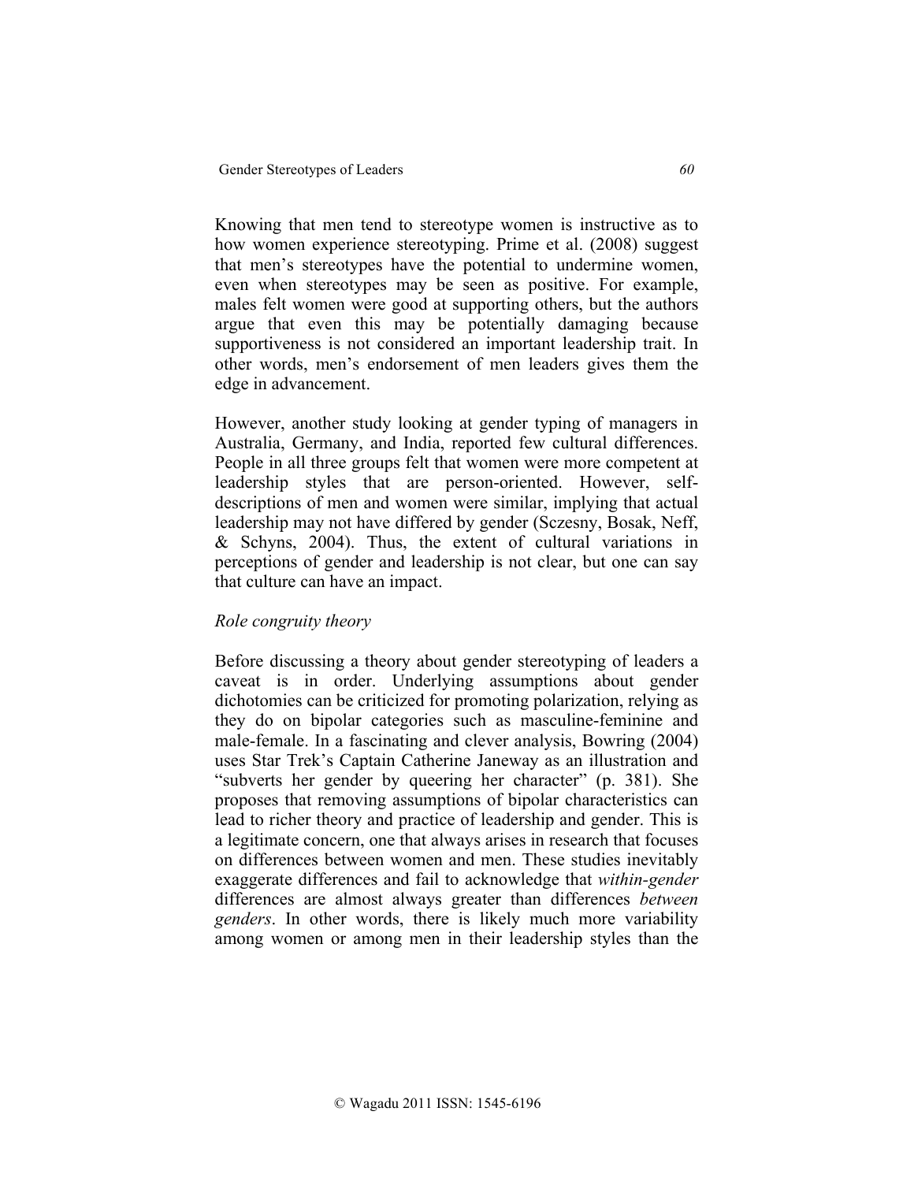Knowing that men tend to stereotype women is instructive as to how women experience stereotyping. Prime et al. (2008) suggest that men's stereotypes have the potential to undermine women, even when stereotypes may be seen as positive. For example, males felt women were good at supporting others, but the authors argue that even this may be potentially damaging because supportiveness is not considered an important leadership trait. In other words, men's endorsement of men leaders gives them the edge in advancement.

However, another study looking at gender typing of managers in Australia, Germany, and India, reported few cultural differences. People in all three groups felt that women were more competent at leadership styles that are person-oriented. However, self-descriptions of men and women were similar, implying that actual leadership may not have differed by gender (Sczesny, Bosak, Neff, & Schyns, 2004). Thus, the extent of cultural variations in perceptions of gender and leadership is not clear, but one can say that culture can have an impact.

*Role congruity theory*

Before discussing a theory about gender stereotyping of leaders a caveat is in order. Underlying assumptions about gender dichotomies can be criticized for promoting polarization, relying as they do on bipolar categories such as masculine-feminine and male-female. In a fascinating and clever analysis, Bowring (2004) uses Star Trek's Captain Catherine Janeway as an illustration and "subverts her gender by queering her character" (p. 381). She proposes that removing assumptions of bipolar characteristics can lead to richer theory and practice of leadership and gender. This is a legitimate concern, one that always arises in research that focuses on differences between women and men. These studies inevitably exaggerate differences and fail to acknowledge that *within-gender* differences are almost always greater than differences *between genders*. In other words, there is likely much more variability among women or among men in their leadership styles than the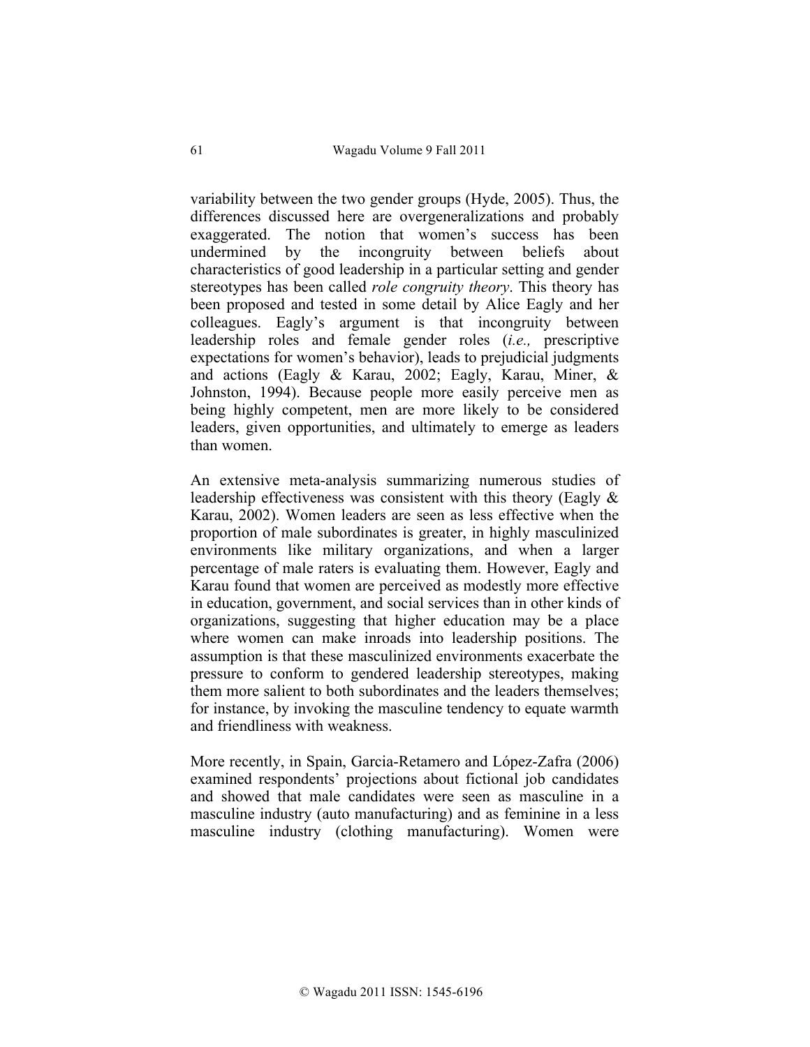variability between the two gender groups (Hyde, 2005). Thus, the differences discussed here are overgeneralizations and probably exaggerated. The notion that women's success has been undermined by the incongruity between beliefs about characteristics of good leadership in a particular setting and gender stereotypes has been called *role congruity theory*. This theory has been proposed and tested in some detail by Alice Eagly and her colleagues. Eagly's argument is that incongruity between leadership roles and female gender roles (*i.e.,* prescriptive expectations for women's behavior), leads to prejudicial judgments and actions (Eagly & Karau, 2002; Eagly, Karau, Miner, & Johnston, 1994). Because people more easily perceive men as being highly competent, men are more likely to be considered leaders, given opportunities, and ultimately to emerge as leaders than women.

An extensive meta-analysis summarizing numerous studies of leadership effectiveness was consistent with this theory (Eagly & Karau, 2002). Women leaders are seen as less effective when the proportion of male subordinates is greater, in highly masculinized environments like military organizations, and when a larger percentage of male raters is evaluating them. However, Eagly and Karau found that women are perceived as modestly more effective in education, government, and social services than in other kinds of organizations, suggesting that higher education may be a place where women can make inroads into leadership positions. The assumption is that these masculinized environments exacerbate the pressure to conform to gendered leadership stereotypes, making them more salient to both subordinates and the leaders themselves; for instance, by invoking the masculine tendency to equate warmth and friendliness with weakness.

More recently, in Spain, Garcia-Retamero and López-Zafra (2006) examined respondents' projections about fictional job candidates and showed that male candidates were seen as masculine in a masculine industry (auto manufacturing) and as feminine in a less masculine industry (clothing manufacturing). Women were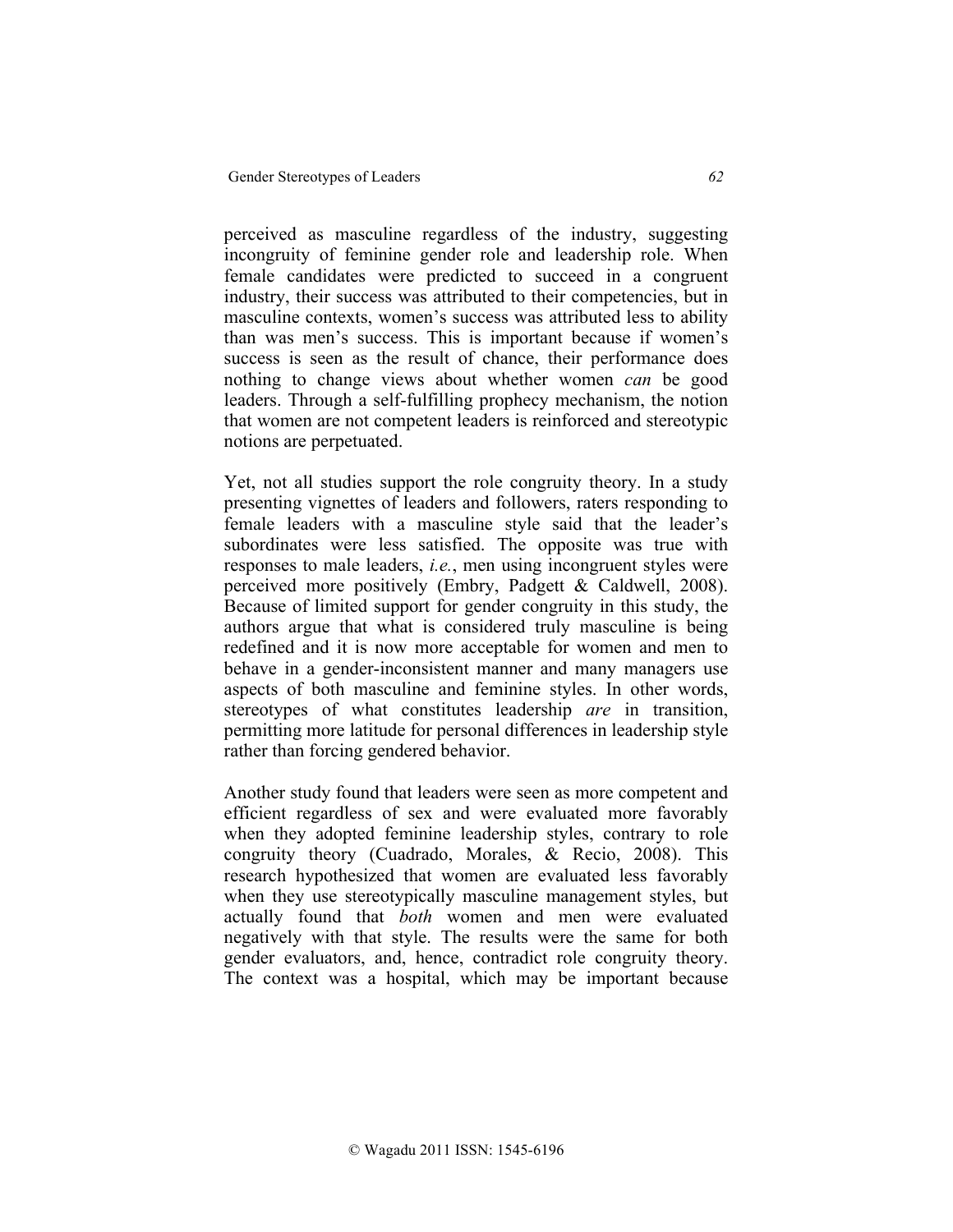perceived as masculine regardless of the industry, suggesting incongruity of feminine gender role and leadership role. When female candidates were predicted to succeed in a congruent industry, their success was attributed to their competencies, but in masculine contexts, women's success was attributed less to ability than was men's success. This is important because if women's success is seen as the result of chance, their performance does nothing to change views about whether women *can* be good leaders. Through a self-fulfilling prophecy mechanism, the notion that women are not competent leaders is reinforced and stereotypic notions are perpetuated.

Yet, not all studies support the role congruity theory. In a study presenting vignettes of leaders and followers, raters responding to female leaders with a masculine style said that the leader's subordinates were less satisfied. The opposite was true with responses to male leaders, *i.e.*, men using incongruent styles were perceived more positively (Embry, Padgett & Caldwell, 2008). Because of limited support for gender congruity in this study, the authors argue that what is considered truly masculine is being redefined and it is now more acceptable for women and men to behave in a gender-inconsistent manner and many managers use aspects of both masculine and feminine styles. In other words, stereotypes of what constitutes leadership *are* in transition, permitting more latitude for personal differences in leadership style rather than forcing gendered behavior.

Another study found that leaders were seen as more competent and efficient regardless of sex and were evaluated more favorably when they adopted feminine leadership styles, contrary to role congruity theory (Cuadrado, Morales, & Recio, 2008). This research hypothesized that women are evaluated less favorably when they use stereotypically masculine management styles, but actually found that *both* women and men were evaluated negatively with that style. The results were the same for both gender evaluators, and, hence, contradict role congruity theory. The context was a hospital, which may be important because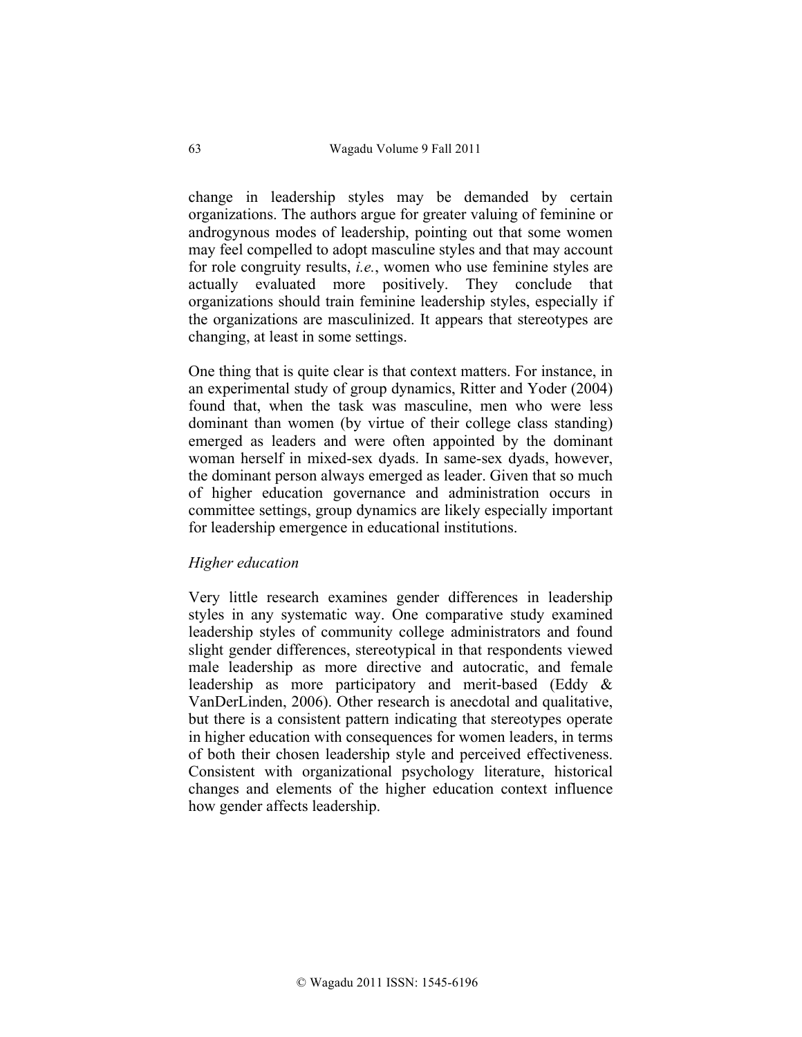change in leadership styles may be demanded by certain organizations. The authors argue for greater valuing of feminine or androgynous modes of leadership, pointing out that some women may feel compelled to adopt masculine styles and that may account for role congruity results, *i.e.*, women who use feminine styles are actually evaluated more positively. They conclude that organizations should train feminine leadership styles, especially if the organizations are masculinized. It appears that stereotypes are changing, at least in some settings.

One thing that is quite clear is that context matters. For instance, in an experimental study of group dynamics, Ritter and Yoder (2004) found that, when the task was masculine, men who were less dominant than women (by virtue of their college class standing) emerged as leaders and were often appointed by the dominant woman herself in mixed-sex dyads. In same-sex dyads, however, the dominant person always emerged as leader. Given that so much of higher education governance and administration occurs in committee settings, group dynamics are likely especially important for leadership emergence in educational institutions.

*Higher education*

Very little research examines gender differences in leadership styles in any systematic way. One comparative study examined leadership styles of community college administrators and found slight gender differences, stereotypical in that respondents viewed male leadership as more directive and autocratic, and female leadership as more participatory and merit-based (Eddy & VanDerLinden, 2006). Other research is anecdotal and qualitative, but there is a consistent pattern indicating that stereotypes operate in higher education with consequences for women leaders, in terms of both their chosen leadership style and perceived effectiveness. Consistent with organizational psychology literature, historical changes and elements of the higher education context influence how gender affects leadership.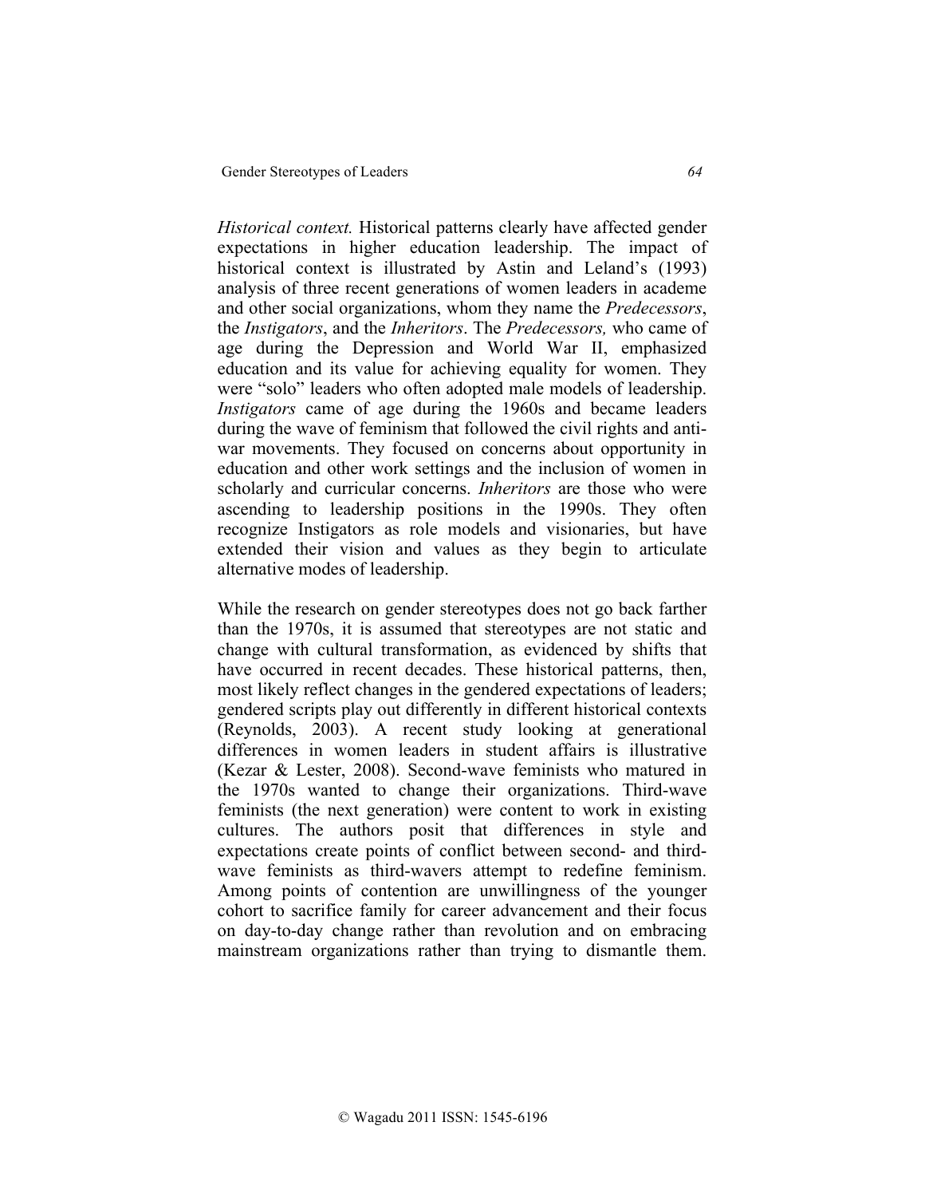*Historical context.* Historical patterns clearly have affected gender expectations in higher education leadership. The impact of historical context is illustrated by Astin and Leland's (1993) analysis of three recent generations of women leaders in academe and other social organizations, whom they name the *Predecessors*, the *Instigators*, and the *Inheritors*. The *Predecessors,* who came of age during the Depression and World War II, emphasized education and its value for achieving equality for women. They were "solo" leaders who often adopted male models of leadership. *Instigators* came of age during the 1960s and became leaders during the wave of feminism that followed the civil rights and anti-war movements. They focused on concerns about opportunity in education and other work settings and the inclusion of women in scholarly and curricular concerns. *Inheritors* are those who were ascending to leadership positions in the 1990s. They often recognize Instigators as role models and visionaries, but have extended their vision and values as they begin to articulate alternative modes of leadership.

While the research on gender stereotypes does not go back farther than the 1970s, it is assumed that stereotypes are not static and change with cultural transformation, as evidenced by shifts that have occurred in recent decades. These historical patterns, then, most likely reflect changes in the gendered expectations of leaders; gendered scripts play out differently in different historical contexts (Reynolds, 2003). A recent study looking at generational differences in women leaders in student affairs is illustrative (Kezar & Lester, 2008). Second-wave feminists who matured in the 1970s wanted to change their organizations. Third-wave feminists (the next generation) were content to work in existing cultures. The authors posit that differences in style and expectations create points of conflict between second- and third-wave feminists as third-wavers attempt to redefine feminism. Among points of contention are unwillingness of the younger cohort to sacrifice family for career advancement and their focus on day-to-day change rather than revolution and on embracing mainstream organizations rather than trying to dismantle them.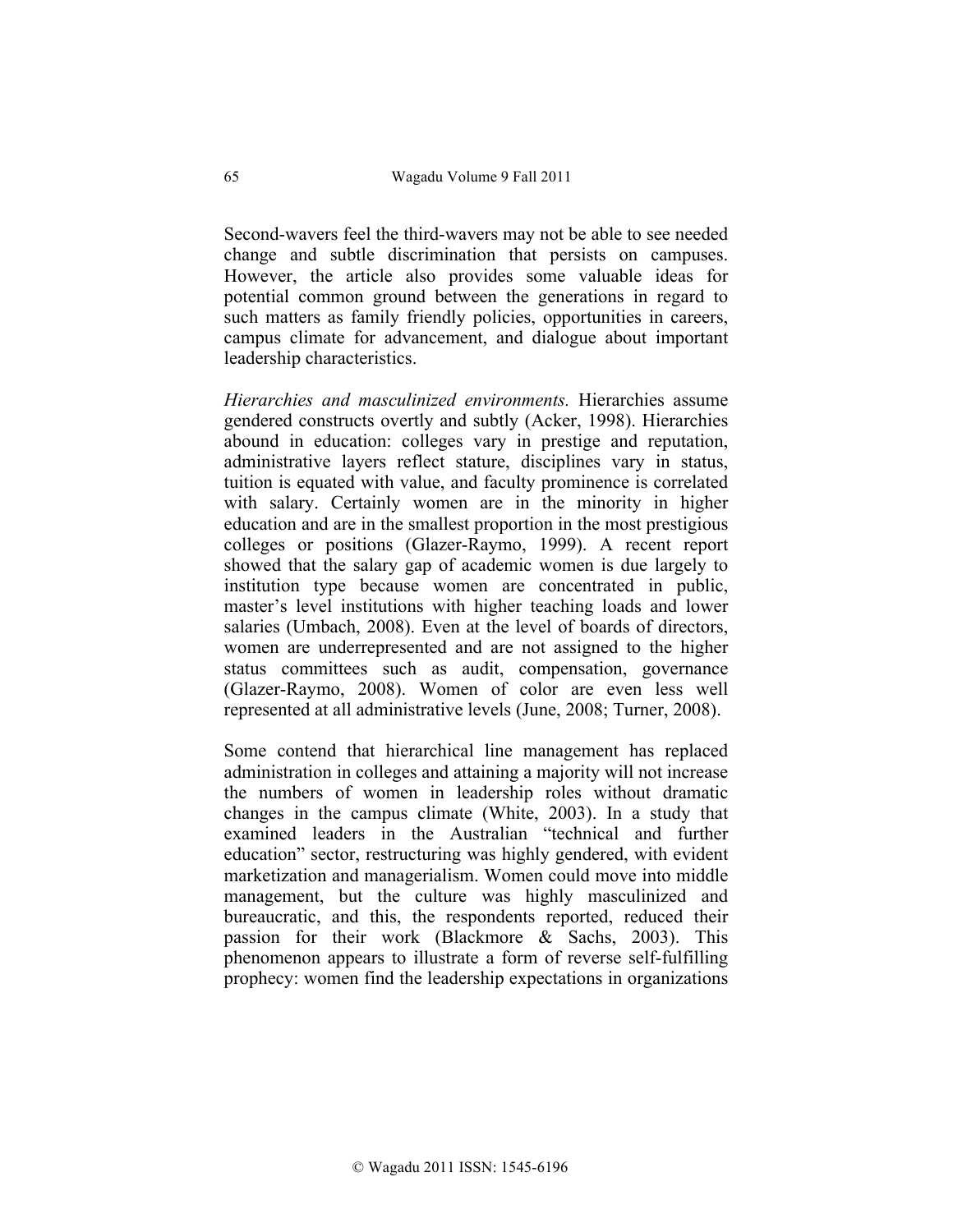Second-wavers feel the third-wavers may not be able to see needed change and subtle discrimination that persists on campuses. However, the article also provides some valuable ideas for potential common ground between the generations in regard to such matters as family friendly policies, opportunities in careers, campus climate for advancement, and dialogue about important leadership characteristics.

*Hierarchies and masculinized environments.* Hierarchies assume gendered constructs overtly and subtly (Acker, 1998). Hierarchies abound in education: colleges vary in prestige and reputation, administrative layers reflect stature, disciplines vary in status, tuition is equated with value, and faculty prominence is correlated with salary. Certainly women are in the minority in higher education and are in the smallest proportion in the most prestigious colleges or positions (Glazer-Raymo, 1999). A recent report showed that the salary gap of academic women is due largely to institution type because women are concentrated in public, master's level institutions with higher teaching loads and lower salaries (Umbach, 2008). Even at the level of boards of directors, women are underrepresented and are not assigned to the higher status committees such as audit, compensation, governance (Glazer-Raymo, 2008). Women of color are even less well represented at all administrative levels (June, 2008; Turner, 2008).

Some contend that hierarchical line management has replaced administration in colleges and attaining a majority will not increase the numbers of women in leadership roles without dramatic changes in the campus climate (White, 2003). In a study that examined leaders in the Australian "technical and further education" sector, restructuring was highly gendered, with evident marketization and managerialism. Women could move into middle management, but the culture was highly masculinized and bureaucratic, and this, the respondents reported, reduced their passion for their work (Blackmore & Sachs, 2003). This phenomenon appears to illustrate a form of reverse self-fulfilling prophecy: women find the leadership expectations in organizations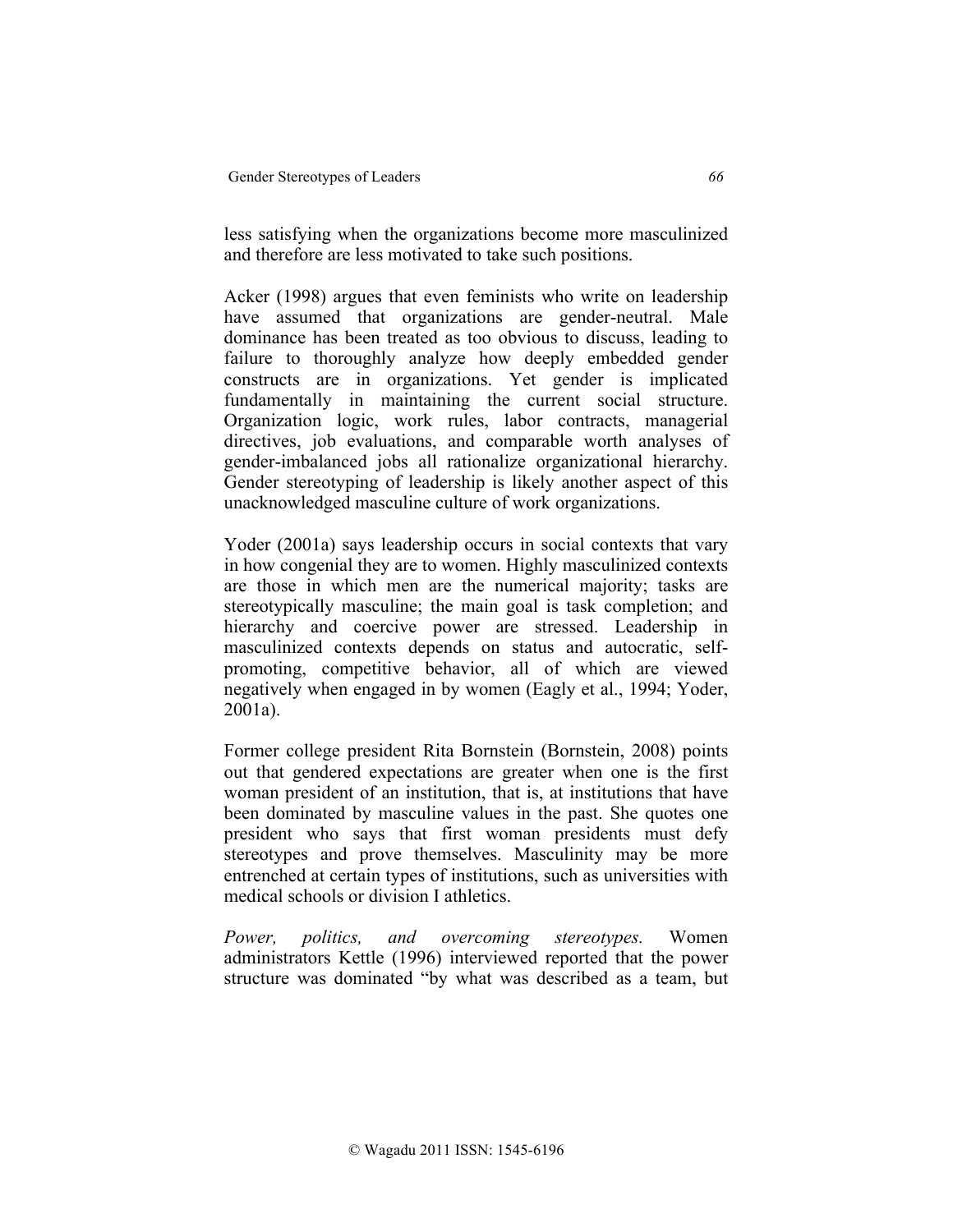less satisfying when the organizations become more masculinized and therefore are less motivated to take such positions.

Acker (1998) argues that even feminists who write on leadership have assumed that organizations are gender-neutral. Male dominance has been treated as too obvious to discuss, leading to failure to thoroughly analyze how deeply embedded gender constructs are in organizations. Yet gender is implicated fundamentally in maintaining the current social structure. Organization logic, work rules, labor contracts, managerial directives, job evaluations, and comparable worth analyses of gender-imbalanced jobs all rationalize organizational hierarchy. Gender stereotyping of leadership is likely another aspect of this unacknowledged masculine culture of work organizations.

Yoder (2001a) says leadership occurs in social contexts that vary in how congenial they are to women. Highly masculinized contexts are those in which men are the numerical majority; tasks are stereotypically masculine; the main goal is task completion; and hierarchy and coercive power are stressed. Leadership in masculinized contexts depends on status and autocratic, self-promoting, competitive behavior, all of which are viewed negatively when engaged in by women (Eagly et al., 1994; Yoder, 2001a).

Former college president Rita Bornstein (Bornstein, 2008) points out that gendered expectations are greater when one is the first woman president of an institution, that is, at institutions that have been dominated by masculine values in the past. She quotes one president who says that first woman presidents must defy stereotypes and prove themselves. Masculinity may be more entrenched at certain types of institutions, such as universities with medical schools or division I athletics.

*Power, politics, and overcoming stereotypes.* Women administrators Kettle (1996) interviewed reported that the power structure was dominated "by what was described as a team, but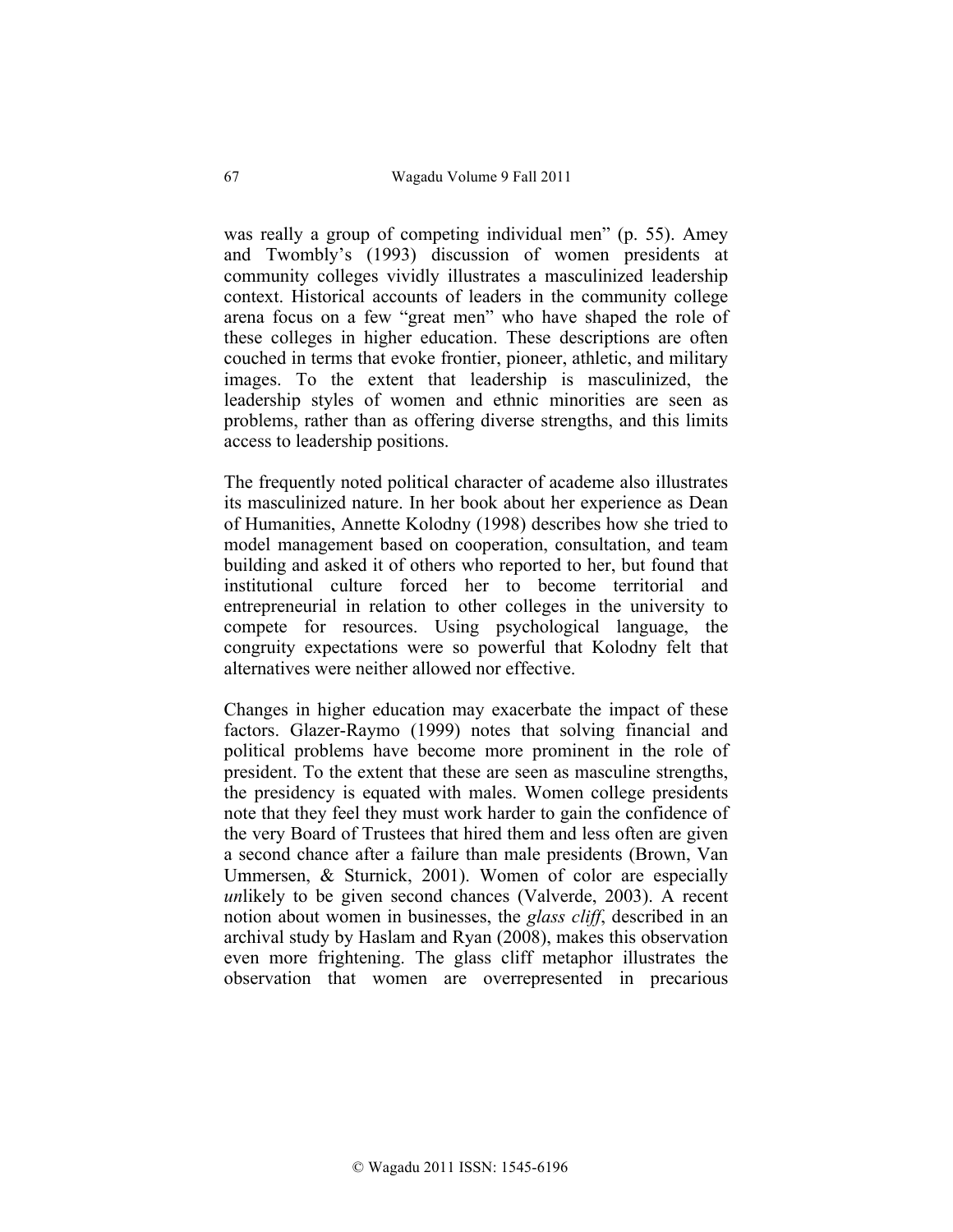was really a group of competing individual men" (p. 55). Amey and Twombly's (1993) discussion of women presidents at community colleges vividly illustrates a masculinized leadership context. Historical accounts of leaders in the community college arena focus on a few "great men" who have shaped the role of these colleges in higher education. These descriptions are often couched in terms that evoke frontier, pioneer, athletic, and military images. To the extent that leadership is masculinized, the leadership styles of women and ethnic minorities are seen as problems, rather than as offering diverse strengths, and this limits access to leadership positions.

The frequently noted political character of academe also illustrates its masculinized nature. In her book about her experience as Dean of Humanities, Annette Kolodny (1998) describes how she tried to model management based on cooperation, consultation, and team building and asked it of others who reported to her, but found that institutional culture forced her to become territorial and entrepreneurial in relation to other colleges in the university to compete for resources. Using psychological language, the congruity expectations were so powerful that Kolodny felt that alternatives were neither allowed nor effective.

Changes in higher education may exacerbate the impact of these factors. Glazer-Raymo (1999) notes that solving financial and political problems have become more prominent in the role of president. To the extent that these are seen as masculine strengths, the presidency is equated with males. Women college presidents note that they feel they must work harder to gain the confidence of the very Board of Trustees that hired them and less often are given a second chance after a failure than male presidents (Brown, Van Ummersen, & Sturnick, 2001). Women of color are especially *un*likely to be given second chances (Valverde, 2003). A recent notion about women in businesses, the *glass cliff*, described in an archival study by Haslam and Ryan (2008), makes this observation even more frightening. The glass cliff metaphor illustrates the observation that women are overrepresented in precarious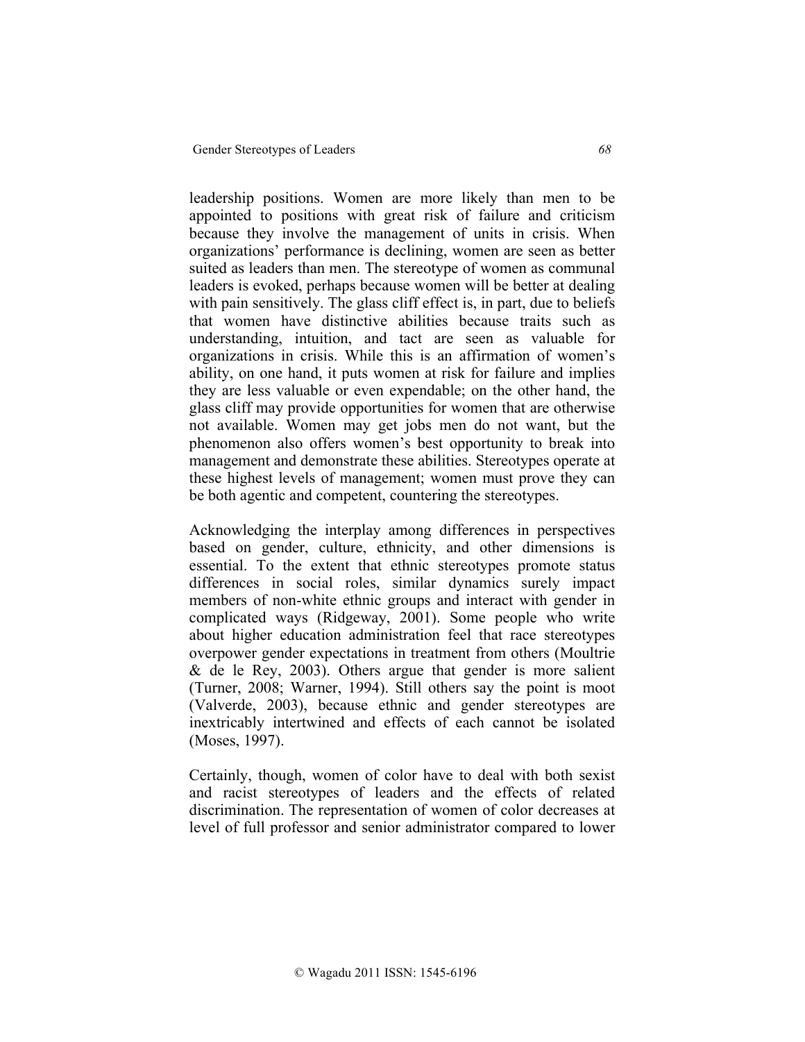leadership positions. Women are more likely than men to be appointed to positions with great risk of failure and criticism because they involve the management of units in crisis. When organizations' performance is declining, women are seen as better suited as leaders than men. The stereotype of women as communal leaders is evoked, perhaps because women will be better at dealing with pain sensitively. The glass cliff effect is, in part, due to beliefs that women have distinctive abilities because traits such as understanding, intuition, and tact are seen as valuable for organizations in crisis. While this is an affirmation of women's ability, on one hand, it puts women at risk for failure and implies they are less valuable or even expendable; on the other hand, the glass cliff may provide opportunities for women that are otherwise not available. Women may get jobs men do not want, but the phenomenon also offers women's best opportunity to break into management and demonstrate these abilities. Stereotypes operate at these highest levels of management; women must prove they can be both agentic and competent, countering the stereotypes.

Acknowledging the interplay among differences in perspectives based on gender, culture, ethnicity, and other dimensions is essential. To the extent that ethnic stereotypes promote status differences in social roles, similar dynamics surely impact members of non-white ethnic groups and interact with gender in complicated ways (Ridgeway, 2001). Some people who write about higher education administration feel that race stereotypes overpower gender expectations in treatment from others (Moultrie & de le Rey, 2003). Others argue that gender is more salient (Turner, 2008; Warner, 1994). Still others say the point is moot (Valverde, 2003), because ethnic and gender stereotypes are inextricably intertwined and effects of each cannot be isolated (Moses, 1997).

Certainly, though, women of color have to deal with both sexist and racist stereotypes of leaders and the effects of related discrimination. The representation of women of color decreases at level of full professor and senior administrator compared to lower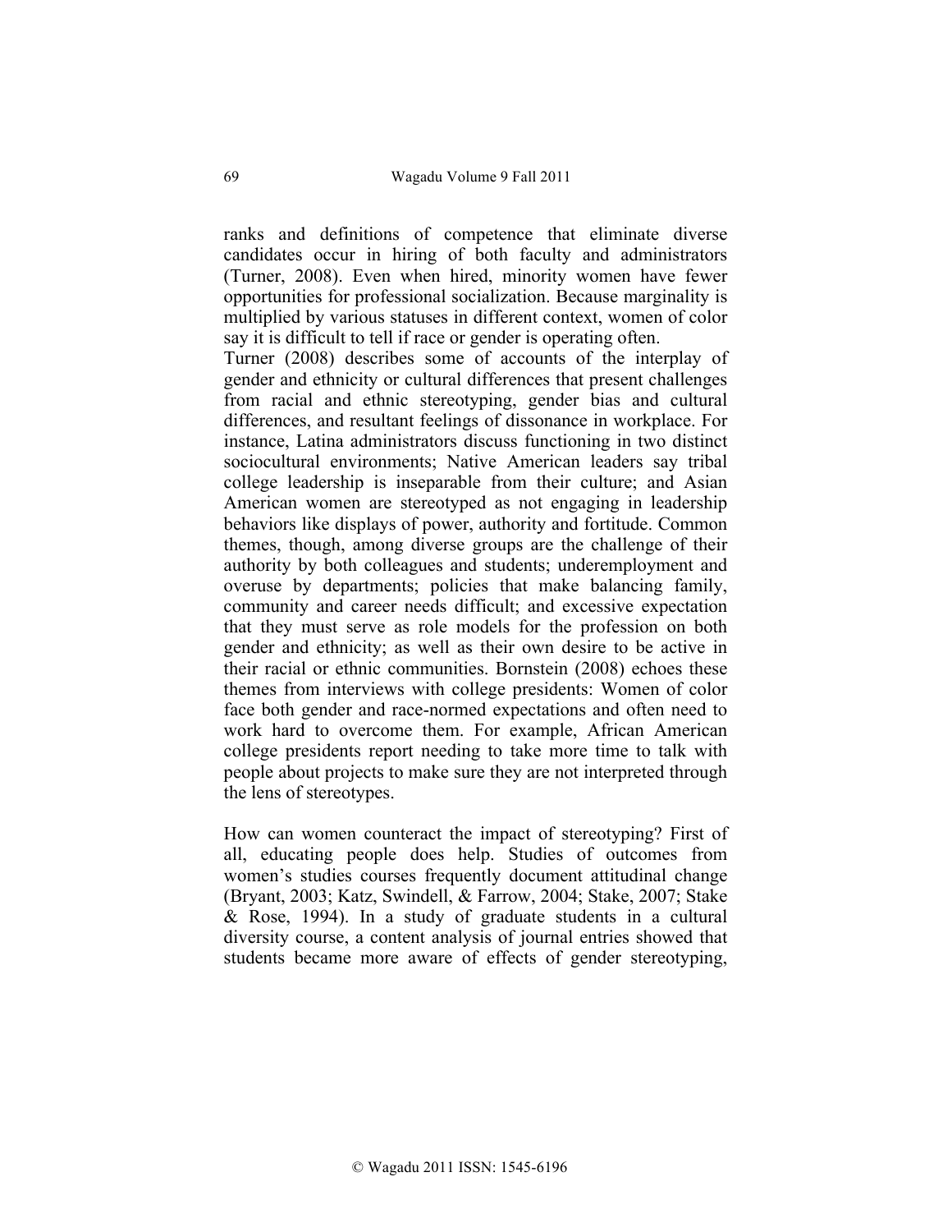ranks and definitions of competence that eliminate diverse candidates occur in hiring of both faculty and administrators (Turner, 2008). Even when hired, minority women have fewer opportunities for professional socialization. Because marginality is multiplied by various statuses in different context, women of color say it is difficult to tell if race or gender is operating often.

Turner (2008) describes some of accounts of the interplay of gender and ethnicity or cultural differences that present challenges from racial and ethnic stereotyping, gender bias and cultural differences, and resultant feelings of dissonance in workplace. For instance, Latina administrators discuss functioning in two distinct sociocultural environments; Native American leaders say tribal college leadership is inseparable from their culture; and Asian American women are stereotyped as not engaging in leadership behaviors like displays of power, authority and fortitude. Common themes, though, among diverse groups are the challenge of their authority by both colleagues and students; underemployment and overuse by departments; policies that make balancing family, community and career needs difficult; and excessive expectation that they must serve as role models for the profession on both gender and ethnicity; as well as their own desire to be active in their racial or ethnic communities. Bornstein (2008) echoes these themes from interviews with college presidents: Women of color face both gender and race-normed expectations and often need to work hard to overcome them. For example, African American college presidents report needing to take more time to talk with people about projects to make sure they are not interpreted through the lens of stereotypes.

How can women counteract the impact of stereotyping? First of all, educating people does help. Studies of outcomes from women's studies courses frequently document attitudinal change (Bryant, 2003; Katz, Swindell, & Farrow, 2004; Stake, 2007; Stake & Rose, 1994). In a study of graduate students in a cultural diversity course, a content analysis of journal entries showed that students became more aware of effects of gender stereotyping,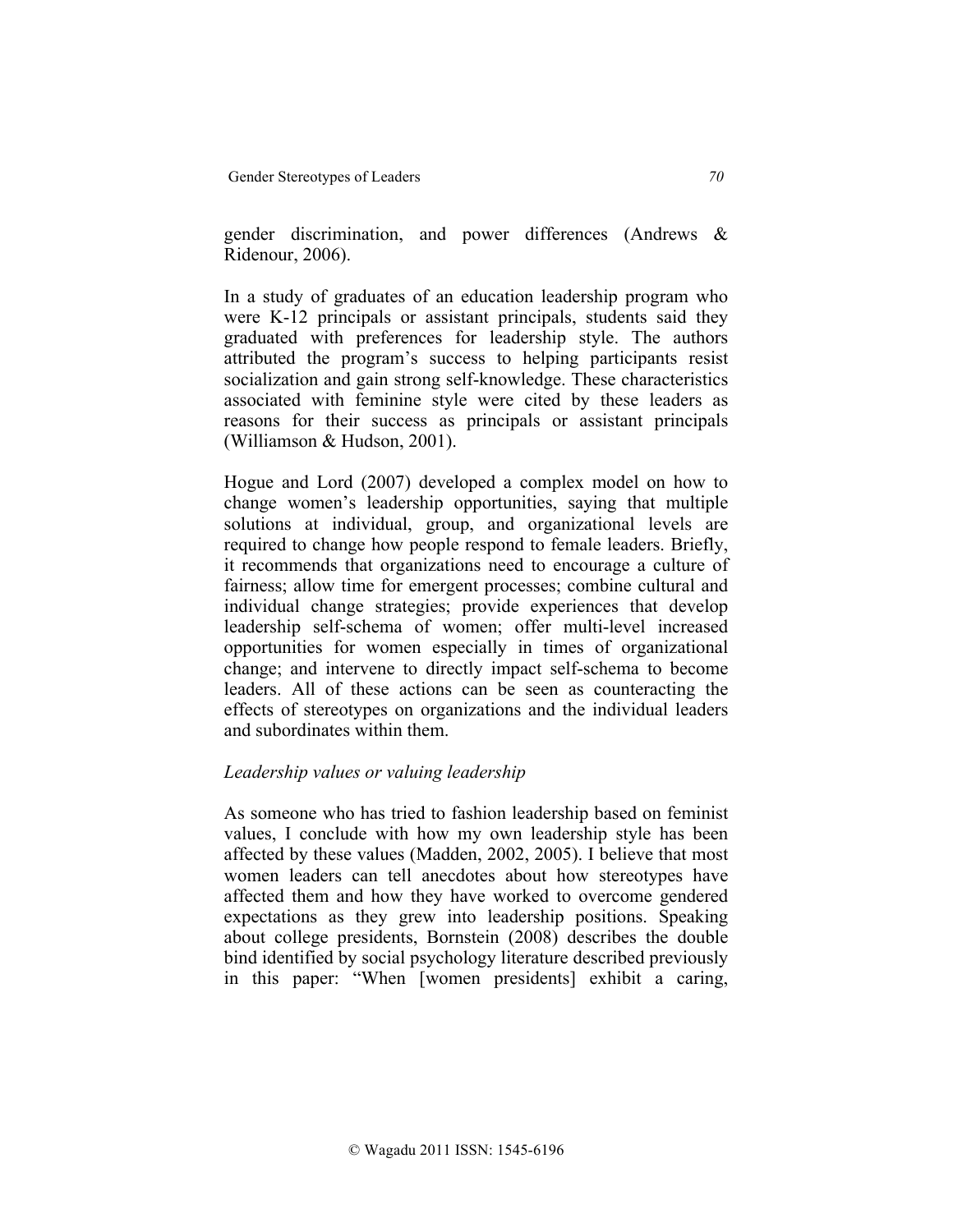gender discrimination, and power differences (Andrews & Ridenour, 2006).

In a study of graduates of an education leadership program who were K-12 principals or assistant principals, students said they graduated with preferences for leadership style. The authors attributed the program's success to helping participants resist socialization and gain strong self-knowledge. These characteristics associated with feminine style were cited by these leaders as reasons for their success as principals or assistant principals (Williamson & Hudson, 2001).

Hogue and Lord (2007) developed a complex model on how to change women's leadership opportunities, saying that multiple solutions at individual, group, and organizational levels are required to change how people respond to female leaders. Briefly, it recommends that organizations need to encourage a culture of fairness; allow time for emergent processes; combine cultural and individual change strategies; provide experiences that develop leadership self-schema of women; offer multi-level increased opportunities for women especially in times of organizational change; and intervene to directly impact self-schema to become leaders. All of these actions can be seen as counteracting the effects of stereotypes on organizations and the individual leaders and subordinates within them.

*Leadership values or valuing leadership*

As someone who has tried to fashion leadership based on feminist values, I conclude with how my own leadership style has been affected by these values (Madden, 2002, 2005). I believe that most women leaders can tell anecdotes about how stereotypes have affected them and how they have worked to overcome gendered expectations as they grew into leadership positions. Speaking about college presidents, Bornstein (2008) describes the double bind identified by social psychology literature described previously in this paper: "When [women presidents] exhibit a caring,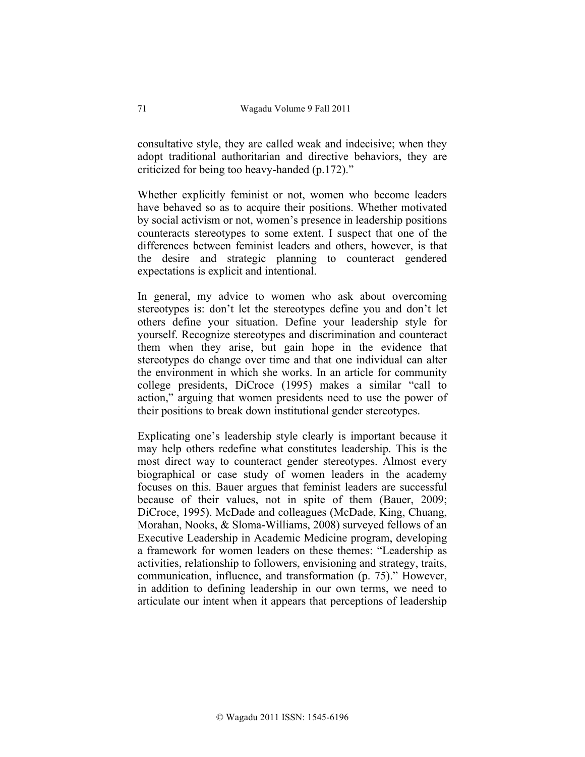consultative style, they are called weak and indecisive; when they adopt traditional authoritarian and directive behaviors, they are criticized for being too heavy-handed (p.172)."

Whether explicitly feminist or not, women who become leaders have behaved so as to acquire their positions. Whether motivated by social activism or not, women's presence in leadership positions counteracts stereotypes to some extent. I suspect that one of the differences between feminist leaders and others, however, is that the desire and strategic planning to counteract gendered expectations is explicit and intentional.

In general, my advice to women who ask about overcoming stereotypes is: don't let the stereotypes define you and don't let others define your situation. Define your leadership style for yourself. Recognize stereotypes and discrimination and counteract them when they arise, but gain hope in the evidence that stereotypes do change over time and that one individual can alter the environment in which she works. In an article for community college presidents, DiCroce (1995) makes a similar "call to action," arguing that women presidents need to use the power of their positions to break down institutional gender stereotypes.

Explicating one's leadership style clearly is important because it may help others redefine what constitutes leadership. This is the most direct way to counteract gender stereotypes. Almost every biographical or case study of women leaders in the academy focuses on this. Bauer argues that feminist leaders are successful because of their values, not in spite of them (Bauer, 2009; DiCroce, 1995). McDade and colleagues (McDade, King, Chuang, Morahan, Nooks, & Sloma-Williams, 2008) surveyed fellows of an Executive Leadership in Academic Medicine program, developing a framework for women leaders on these themes: "Leadership as activities, relationship to followers, envisioning and strategy, traits, communication, influence, and transformation (p. 75)." However, in addition to defining leadership in our own terms, we need to articulate our intent when it appears that perceptions of leadership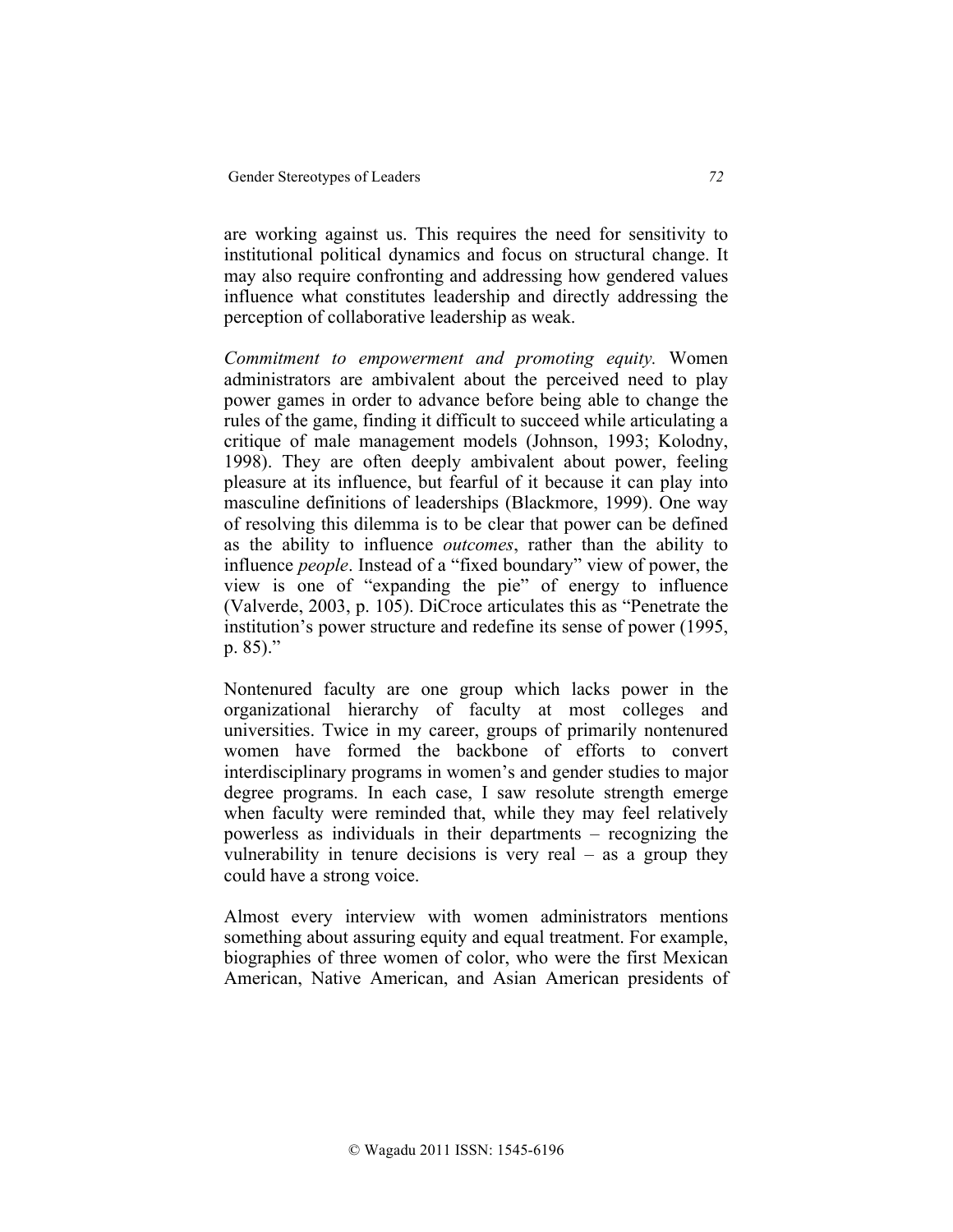are working against us. This requires the need for sensitivity to institutional political dynamics and focus on structural change. It may also require confronting and addressing how gendered values influence what constitutes leadership and directly addressing the perception of collaborative leadership as weak.

*Commitment to empowerment and promoting equity.* Women administrators are ambivalent about the perceived need to play power games in order to advance before being able to change the rules of the game, finding it difficult to succeed while articulating a critique of male management models (Johnson, 1993; Kolodny, 1998). They are often deeply ambivalent about power, feeling pleasure at its influence, but fearful of it because it can play into masculine definitions of leaderships (Blackmore, 1999). One way of resolving this dilemma is to be clear that power can be defined as the ability to influence *outcomes*, rather than the ability to influence *people*. Instead of a "fixed boundary" view of power, the view is one of "expanding the pie" of energy to influence (Valverde, 2003, p. 105). DiCroce articulates this as "Penetrate the institution's power structure and redefine its sense of power (1995, p. 85)."

Nontenured faculty are one group which lacks power in the organizational hierarchy of faculty at most colleges and universities. Twice in my career, groups of primarily nontenured women have formed the backbone of efforts to convert interdisciplinary programs in women's and gender studies to major degree programs. In each case, I saw resolute strength emerge when faculty were reminded that, while they may feel relatively powerless as individuals in their departments – recognizing the vulnerability in tenure decisions is very real – as a group they could have a strong voice.

Almost every interview with women administrators mentions something about assuring equity and equal treatment. For example, biographies of three women of color, who were the first Mexican American, Native American, and Asian American presidents of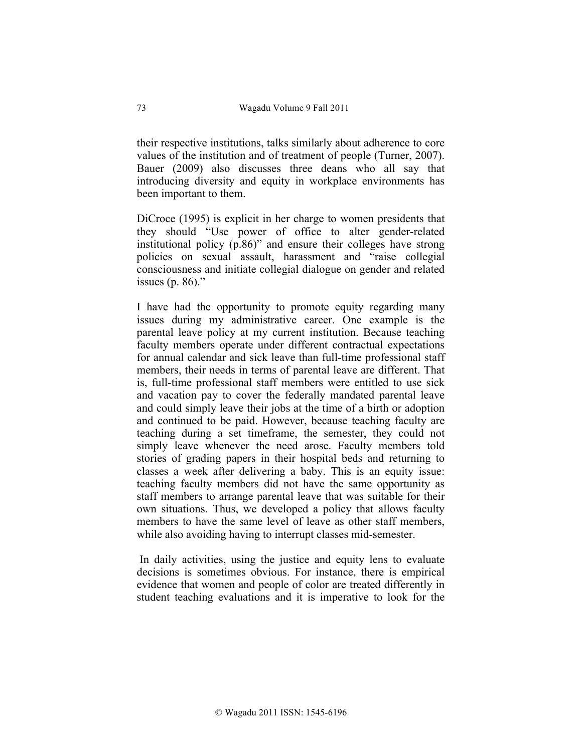their respective institutions, talks similarly about adherence to core values of the institution and of treatment of people (Turner, 2007). Bauer (2009) also discusses three deans who all say that introducing diversity and equity in workplace environments has been important to them.

DiCroce (1995) is explicit in her charge to women presidents that they should "Use power of office to alter gender-related institutional policy (p.86)" and ensure their colleges have strong policies on sexual assault, harassment and "raise collegial consciousness and initiate collegial dialogue on gender and related issues (p. 86)."

I have had the opportunity to promote equity regarding many issues during my administrative career. One example is the parental leave policy at my current institution. Because teaching faculty members operate under different contractual expectations for annual calendar and sick leave than full-time professional staff members, their needs in terms of parental leave are different. That is, full-time professional staff members were entitled to use sick and vacation pay to cover the federally mandated parental leave and could simply leave their jobs at the time of a birth or adoption and continued to be paid. However, because teaching faculty are teaching during a set timeframe, the semester, they could not simply leave whenever the need arose. Faculty members told stories of grading papers in their hospital beds and returning to classes a week after delivering a baby. This is an equity issue: teaching faculty members did not have the same opportunity as staff members to arrange parental leave that was suitable for their own situations. Thus, we developed a policy that allows faculty members to have the same level of leave as other staff members, while also avoiding having to interrupt classes mid-semester.

In daily activities, using the justice and equity lens to evaluate decisions is sometimes obvious. For instance, there is empirical evidence that women and people of color are treated differently in student teaching evaluations and it is imperative to look for the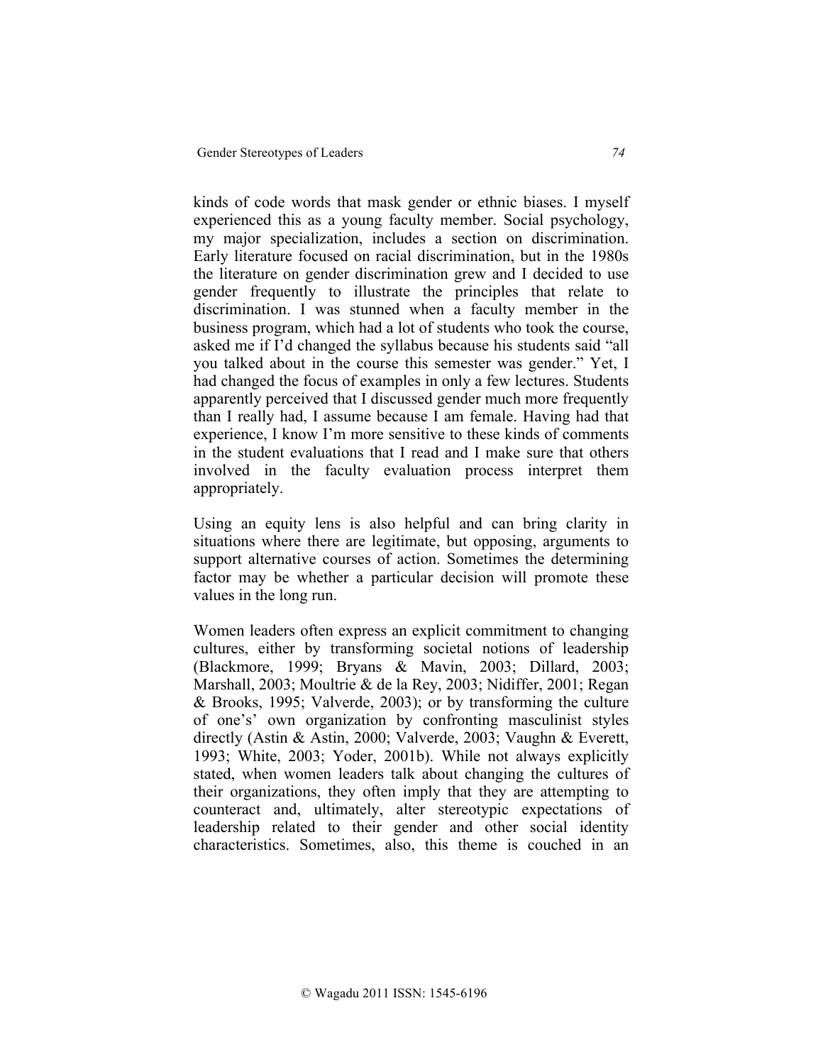kinds of code words that mask gender or ethnic biases. I myself experienced this as a young faculty member. Social psychology, my major specialization, includes a section on discrimination. Early literature focused on racial discrimination, but in the 1980s the literature on gender discrimination grew and I decided to use gender frequently to illustrate the principles that relate to discrimination. I was stunned when a faculty member in the business program, which had a lot of students who took the course, asked me if I'd changed the syllabus because his students said "all you talked about in the course this semester was gender." Yet, I had changed the focus of examples in only a few lectures. Students apparently perceived that I discussed gender much more frequently than I really had, I assume because I am female. Having had that experience, I know I'm more sensitive to these kinds of comments in the student evaluations that I read and I make sure that others involved in the faculty evaluation process interpret them appropriately.

Using an equity lens is also helpful and can bring clarity in situations where there are legitimate, but opposing, arguments to support alternative courses of action. Sometimes the determining factor may be whether a particular decision will promote these values in the long run.

Women leaders often express an explicit commitment to changing cultures, either by transforming societal notions of leadership (Blackmore, 1999; Bryans & Mavin, 2003; Dillard, 2003; Marshall, 2003; Moultrie & de la Rey, 2003; Nidiffer, 2001; Regan & Brooks, 1995; Valverde, 2003); or by transforming the culture of one's' own organization by confronting masculinist styles directly (Astin & Astin, 2000; Valverde, 2003; Vaughn & Everett, 1993; White, 2003; Yoder, 2001b). While not always explicitly stated, when women leaders talk about changing the cultures of their organizations, they often imply that they are attempting to counteract and, ultimately, alter stereotypic expectations of leadership related to their gender and other social identity characteristics. Sometimes, also, this theme is couched in an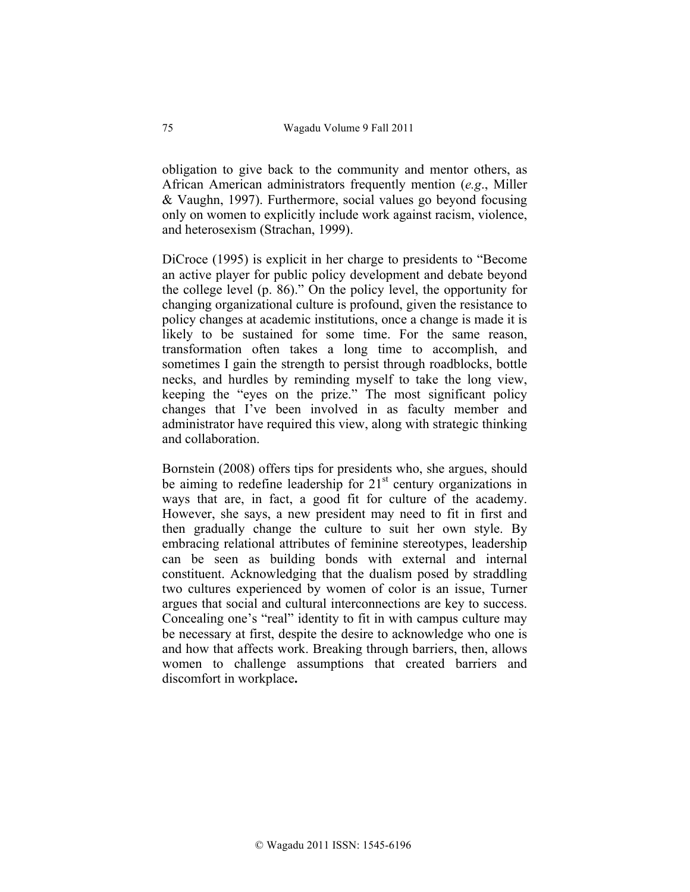obligation to give back to the community and mentor others, as African American administrators frequently mention (*e.g*., Miller & Vaughn, 1997). Furthermore, social values go beyond focusing only on women to explicitly include work against racism, violence, and heterosexism (Strachan, 1999).

DiCroce (1995) is explicit in her charge to presidents to "Become an active player for public policy development and debate beyond the college level (p. 86)." On the policy level, the opportunity for changing organizational culture is profound, given the resistance to policy changes at academic institutions, once a change is made it is likely to be sustained for some time. For the same reason, transformation often takes a long time to accomplish, and sometimes I gain the strength to persist through roadblocks, bottle necks, and hurdles by reminding myself to take the long view, keeping the "eyes on the prize." The most significant policy changes that I've been involved in as faculty member and administrator have required this view, along with strategic thinking and collaboration.

Bornstein (2008) offers tips for presidents who, she argues, should be aiming to redefine leadership for 21st century organizations in ways that are, in fact, a good fit for culture of the academy. However, she says, a new president may need to fit in first and then gradually change the culture to suit her own style. By embracing relational attributes of feminine stereotypes, leadership can be seen as building bonds with external and internal constituent. Acknowledging that the dualism posed by straddling two cultures experienced by women of color is an issue, Turner argues that social and cultural interconnections are key to success. Concealing one's "real" identity to fit in with campus culture may be necessary at first, despite the desire to acknowledge who one is and how that affects work. Breaking through barriers, then, allows women to challenge assumptions that created barriers and discomfort in workplace**.**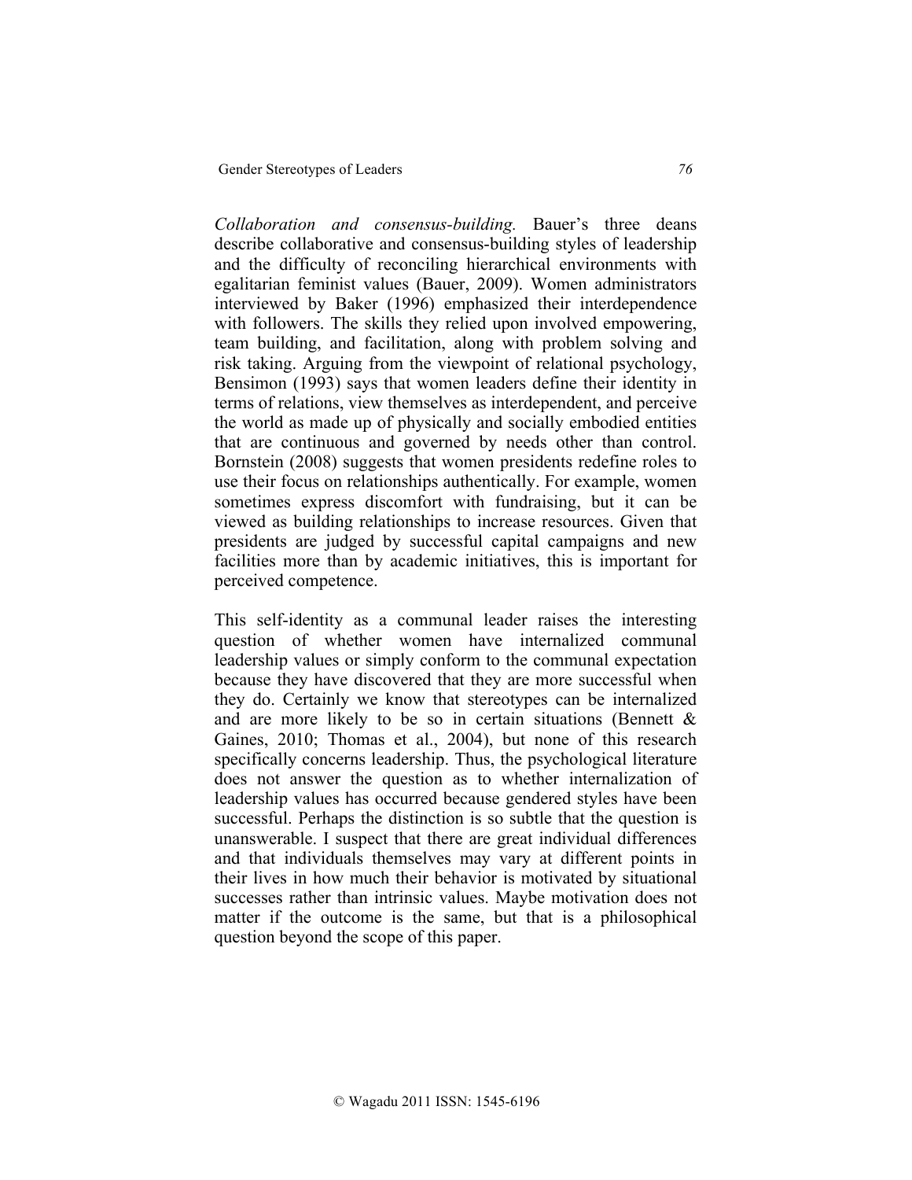*Collaboration and consensus-building.* Bauer's three deans describe collaborative and consensus-building styles of leadership and the difficulty of reconciling hierarchical environments with egalitarian feminist values (Bauer, 2009). Women administrators interviewed by Baker (1996) emphasized their interdependence with followers. The skills they relied upon involved empowering, team building, and facilitation, along with problem solving and risk taking. Arguing from the viewpoint of relational psychology, Bensimon (1993) says that women leaders define their identity in terms of relations, view themselves as interdependent, and perceive the world as made up of physically and socially embodied entities that are continuous and governed by needs other than control. Bornstein (2008) suggests that women presidents redefine roles to use their focus on relationships authentically. For example, women sometimes express discomfort with fundraising, but it can be viewed as building relationships to increase resources. Given that presidents are judged by successful capital campaigns and new facilities more than by academic initiatives, this is important for perceived competence.

This self-identity as a communal leader raises the interesting question of whether women have internalized communal leadership values or simply conform to the communal expectation because they have discovered that they are more successful when they do. Certainly we know that stereotypes can be internalized and are more likely to be so in certain situations (Bennett & Gaines, 2010; Thomas et al., 2004), but none of this research specifically concerns leadership. Thus, the psychological literature does not answer the question as to whether internalization of leadership values has occurred because gendered styles have been successful. Perhaps the distinction is so subtle that the question is unanswerable. I suspect that there are great individual differences and that individuals themselves may vary at different points in their lives in how much their behavior is motivated by situational successes rather than intrinsic values. Maybe motivation does not matter if the outcome is the same, but that is a philosophical question beyond the scope of this paper.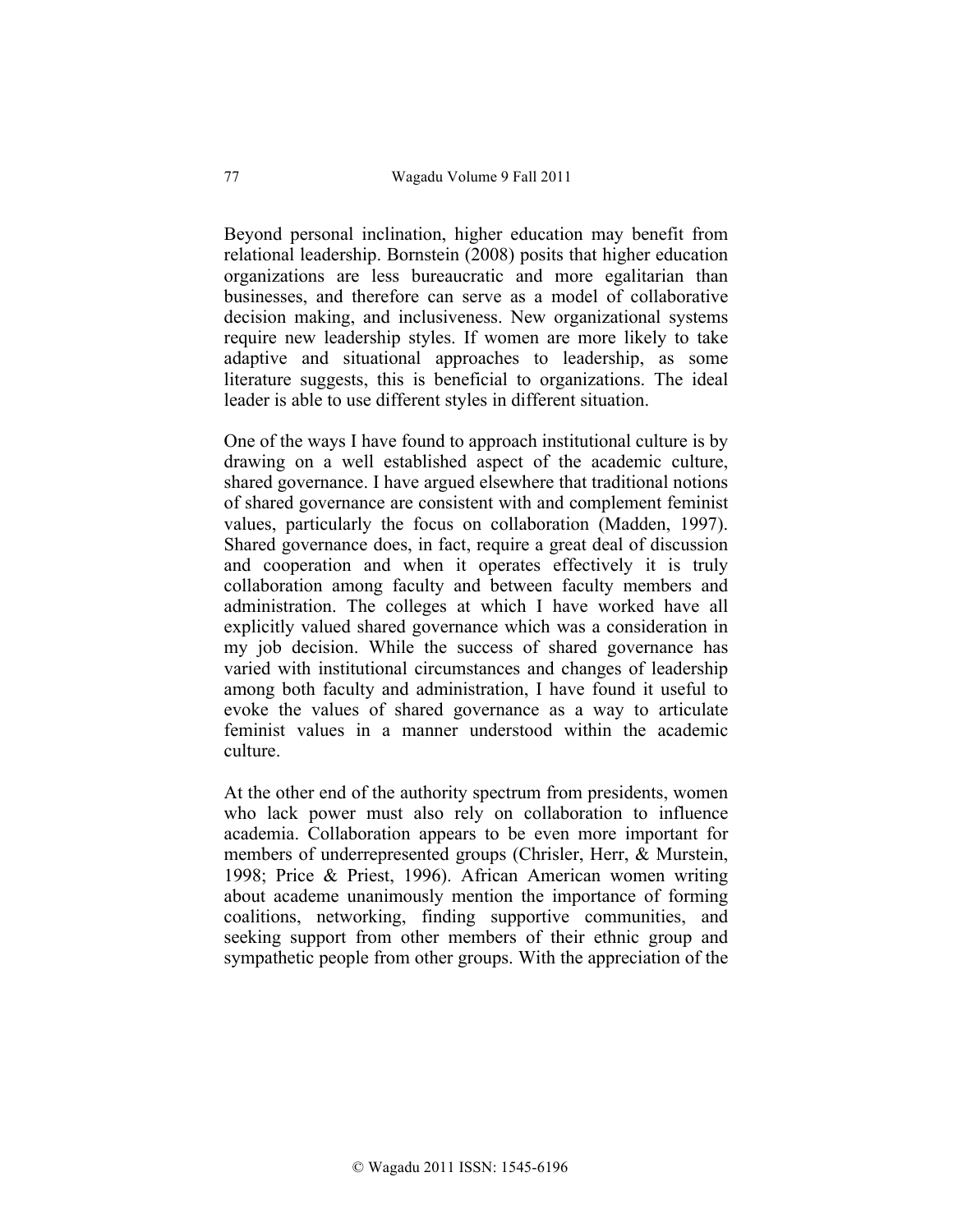Beyond personal inclination, higher education may benefit from relational leadership. Bornstein (2008) posits that higher education organizations are less bureaucratic and more egalitarian than businesses, and therefore can serve as a model of collaborative decision making, and inclusiveness. New organizational systems require new leadership styles. If women are more likely to take adaptive and situational approaches to leadership, as some literature suggests, this is beneficial to organizations. The ideal leader is able to use different styles in different situation.

One of the ways I have found to approach institutional culture is by drawing on a well established aspect of the academic culture, shared governance. I have argued elsewhere that traditional notions of shared governance are consistent with and complement feminist values, particularly the focus on collaboration (Madden, 1997). Shared governance does, in fact, require a great deal of discussion and cooperation and when it operates effectively it is truly collaboration among faculty and between faculty members and administration. The colleges at which I have worked have all explicitly valued shared governance which was a consideration in my job decision. While the success of shared governance has varied with institutional circumstances and changes of leadership among both faculty and administration, I have found it useful to evoke the values of shared governance as a way to articulate feminist values in a manner understood within the academic culture.

At the other end of the authority spectrum from presidents, women who lack power must also rely on collaboration to influence academia. Collaboration appears to be even more important for members of underrepresented groups (Chrisler, Herr, & Murstein, 1998; Price & Priest, 1996). African American women writing about academe unanimously mention the importance of forming coalitions, networking, finding supportive communities, and seeking support from other members of their ethnic group and sympathetic people from other groups. With the appreciation of the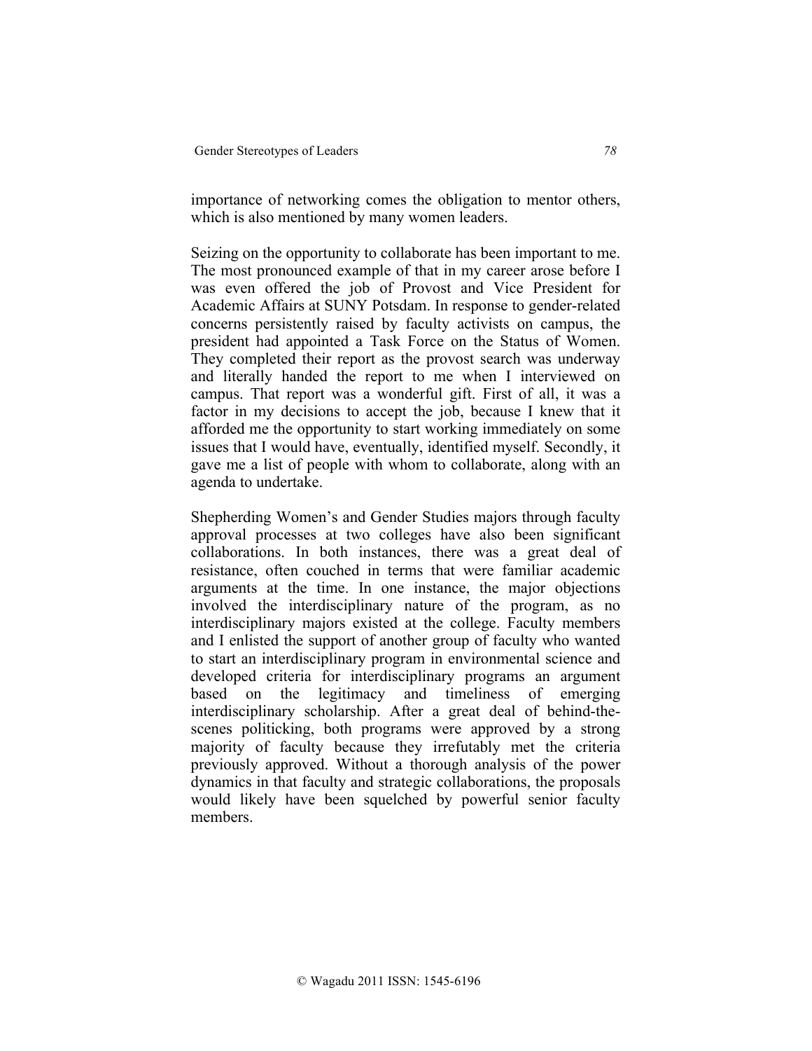importance of networking comes the obligation to mentor others, which is also mentioned by many women leaders.

Seizing on the opportunity to collaborate has been important to me. The most pronounced example of that in my career arose before I was even offered the job of Provost and Vice President for Academic Affairs at SUNY Potsdam. In response to gender-related concerns persistently raised by faculty activists on campus, the president had appointed a Task Force on the Status of Women. They completed their report as the provost search was underway and literally handed the report to me when I interviewed on campus. That report was a wonderful gift. First of all, it was a factor in my decisions to accept the job, because I knew that it afforded me the opportunity to start working immediately on some issues that I would have, eventually, identified myself. Secondly, it gave me a list of people with whom to collaborate, along with an agenda to undertake.

Shepherding Women's and Gender Studies majors through faculty approval processes at two colleges have also been significant collaborations. In both instances, there was a great deal of resistance, often couched in terms that were familiar academic arguments at the time. In one instance, the major objections involved the interdisciplinary nature of the program, as no interdisciplinary majors existed at the college. Faculty members and I enlisted the support of another group of faculty who wanted to start an interdisciplinary program in environmental science and developed criteria for interdisciplinary programs an argument based on the legitimacy and timeliness of emerging interdisciplinary scholarship. After a great deal of behind-the-scenes politicking, both programs were approved by a strong majority of faculty because they irrefutably met the criteria previously approved. Without a thorough analysis of the power dynamics in that faculty and strategic collaborations, the proposals would likely have been squelched by powerful senior faculty members.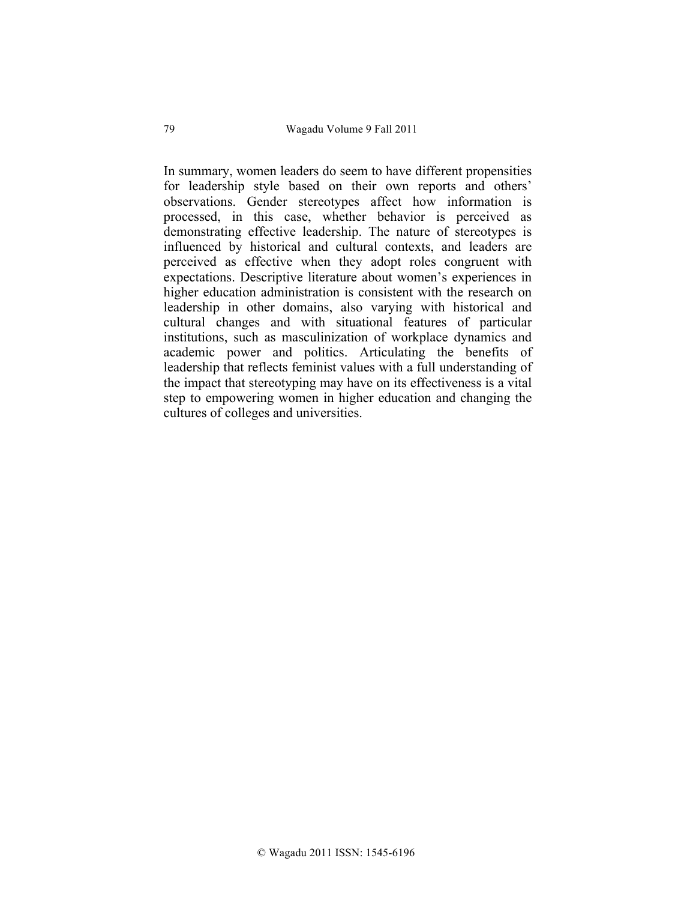In summary, women leaders do seem to have different propensities for leadership style based on their own reports and others' observations. Gender stereotypes affect how information is processed, in this case, whether behavior is perceived as demonstrating effective leadership. The nature of stereotypes is influenced by historical and cultural contexts, and leaders are perceived as effective when they adopt roles congruent with expectations. Descriptive literature about women's experiences in higher education administration is consistent with the research on leadership in other domains, also varying with historical and cultural changes and with situational features of particular institutions, such as masculinization of workplace dynamics and academic power and politics. Articulating the benefits of leadership that reflects feminist values with a full understanding of the impact that stereotyping may have on its effectiveness is a vital step to empowering women in higher education and changing the cultures of colleges and universities.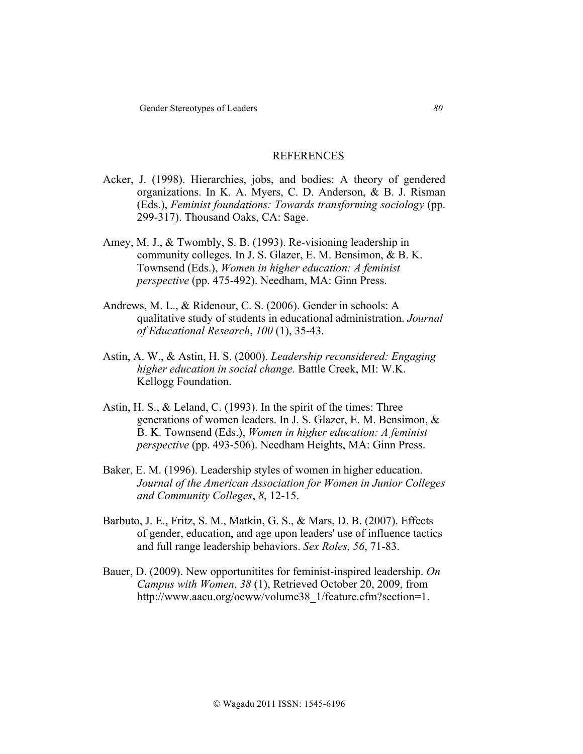## REFERENCES

Acker, J. (1998). Hierarchies, jobs, and bodies: A theory of gendered organizations. In K. A. Myers, C. D. Anderson, & B. J. Risman (Eds.), *Feminist foundations: Towards transforming sociology* (pp. 299-317). Thousand Oaks, CA: Sage.

Amey, M. J., & Twombly, S. B. (1993). Re-visioning leadership in community colleges. In J. S. Glazer, E. M. Bensimon, & B. K. Townsend (Eds.), *Women in higher education: A feminist perspective* (pp. 475-492). Needham, MA: Ginn Press.

Andrews, M. L., & Ridenour, C. S. (2006). Gender in schools: A qualitative study of students in educational administration. *Journal of Educational Research*, *100* (1), 35-43.

Astin, A. W., & Astin, H. S. (2000). *Leadership reconsidered: Engaging higher education in social change.* Battle Creek, MI: W.K. Kellogg Foundation.

Astin, H. S., & Leland, C. (1993). In the spirit of the times: Three generations of women leaders. In J. S. Glazer, E. M. Bensimon, & B. K. Townsend (Eds.), *Women in higher education: A feminist perspective* (pp. 493-506). Needham Heights, MA: Ginn Press.

Baker, E. M. (1996). Leadership styles of women in higher education. *Journal of the American Association for Women in Junior Colleges and Community Colleges*, *8*, 12-15.

Barbuto, J. E., Fritz, S. M., Matkin, G. S., & Mars, D. B. (2007). Effects of gender, education, and age upon leaders' use of influence tactics and full range leadership behaviors. *Sex Roles, 56*, 71-83.

Bauer, D. (2009). New opportunitites for feminist-inspired leadership. *On Campus with Women*, *38* (1), Retrieved October 20, 2009, from http://www.aacu.org/ocww/volume38_1/feature.cfm?section=1.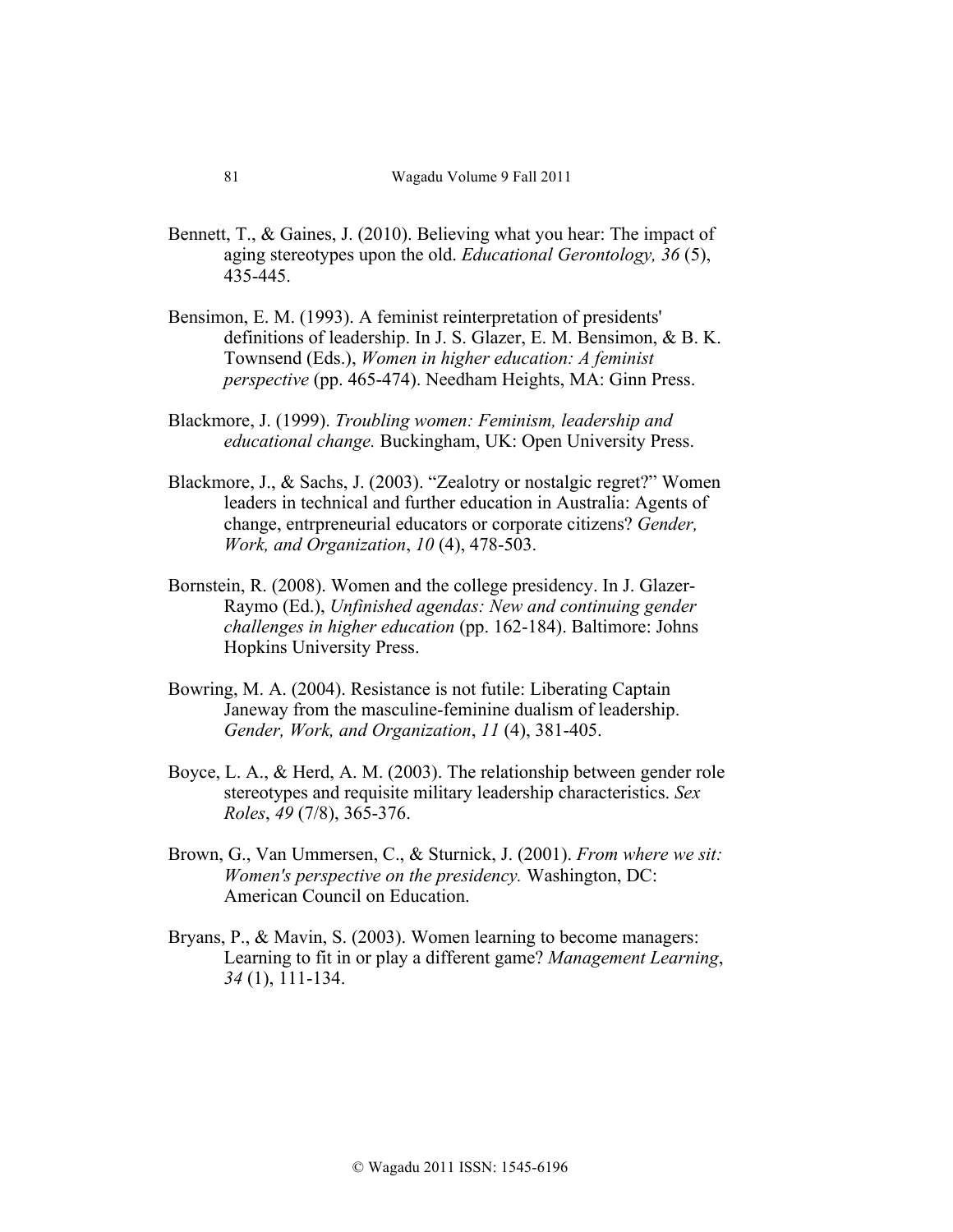Bennett, T., & Gaines, J. (2010). Believing what you hear: The impact of aging stereotypes upon the old. *Educational Gerontology, 36* (5), 435-445.

Bensimon, E. M. (1993). A feminist reinterpretation of presidents' definitions of leadership. In J. S. Glazer, E. M. Bensimon, & B. K. Townsend (Eds.), *Women in higher education: A feminist perspective* (pp. 465-474). Needham Heights, MA: Ginn Press.

Blackmore, J. (1999). *Troubling women: Feminism, leadership and educational change.* Buckingham, UK: Open University Press.

Blackmore, J., & Sachs, J. (2003). "Zealotry or nostalgic regret?" Women leaders in technical and further education in Australia: Agents of change, entrpreneurial educators or corporate citizens? *Gender, Work, and Organization*, *10* (4), 478-503.

Bornstein, R. (2008). Women and the college presidency. In J. Glazer-Raymo (Ed.), *Unfinished agendas: New and continuing gender challenges in higher education* (pp. 162-184). Baltimore: Johns Hopkins University Press.

Bowring, M. A. (2004). Resistance is not futile: Liberating Captain Janeway from the masculine-feminine dualism of leadership. *Gender, Work, and Organization*, *11* (4), 381-405.

Boyce, L. A., & Herd, A. M. (2003). The relationship between gender role stereotypes and requisite military leadership characteristics. *Sex Roles*, *49* (7/8), 365-376.

Brown, G., Van Ummersen, C., & Sturnick, J. (2001). *From where we sit: Women's perspective on the presidency.* Washington, DC: American Council on Education.

Bryans, P., & Mavin, S. (2003). Women learning to become managers: Learning to fit in or play a different game? *Management Learning*, *34* (1), 111-134.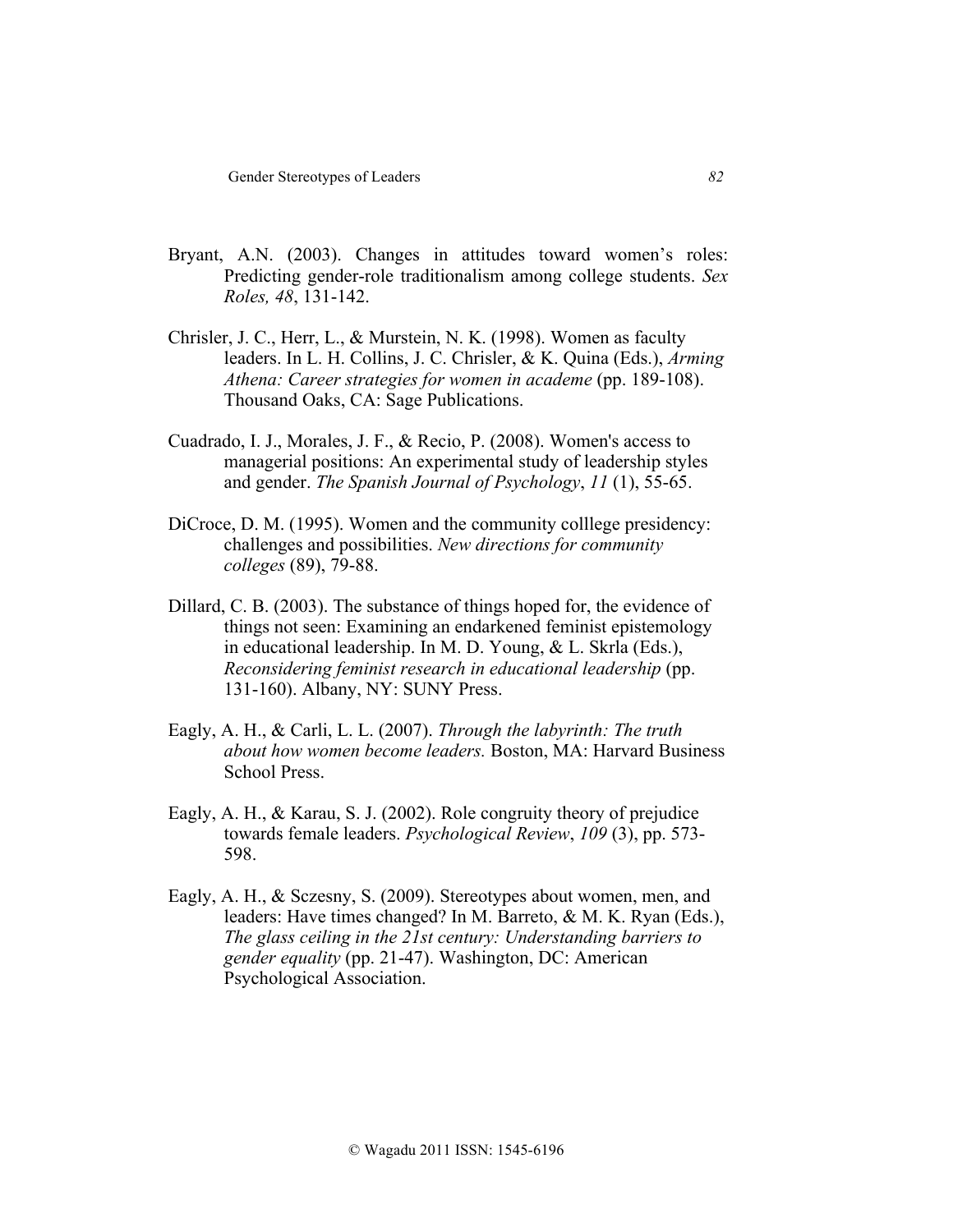Bryant, A.N. (2003). Changes in attitudes toward women's roles: Predicting gender-role traditionalism among college students. *Sex Roles, 48*, 131-142.

Chrisler, J. C., Herr, L., & Murstein, N. K. (1998). Women as faculty leaders. In L. H. Collins, J. C. Chrisler, & K. Quina (Eds.), *Arming Athena: Career strategies for women in academe* (pp. 189-108). Thousand Oaks, CA: Sage Publications.

Cuadrado, I. J., Morales, J. F., & Recio, P. (2008). Women's access to managerial positions: An experimental study of leadership styles and gender. *The Spanish Journal of Psychology*, *11* (1), 55-65.

DiCroce, D. M. (1995). Women and the community colllege presidency: challenges and possibilities. *New directions for community colleges* (89), 79-88.

Dillard, C. B. (2003). The substance of things hoped for, the evidence of things not seen: Examining an endarkened feminist epistemology in educational leadership. In M. D. Young, & L. Skrla (Eds.), *Reconsidering feminist research in educational leadership* (pp. 131-160). Albany, NY: SUNY Press.

Eagly, A. H., & Carli, L. L. (2007). *Through the labyrinth: The truth about how women become leaders.* Boston, MA: Harvard Business School Press.

Eagly, A. H., & Karau, S. J. (2002). Role congruity theory of prejudice towards female leaders. *Psychological Review*, *109* (3), pp. 573-598.

Eagly, A. H., & Sczesny, S. (2009). Stereotypes about women, men, and leaders: Have times changed? In M. Barreto, & M. K. Ryan (Eds.), *The glass ceiling in the 21st century: Understanding barriers to gender equality* (pp. 21-47). Washington, DC: American Psychological Association.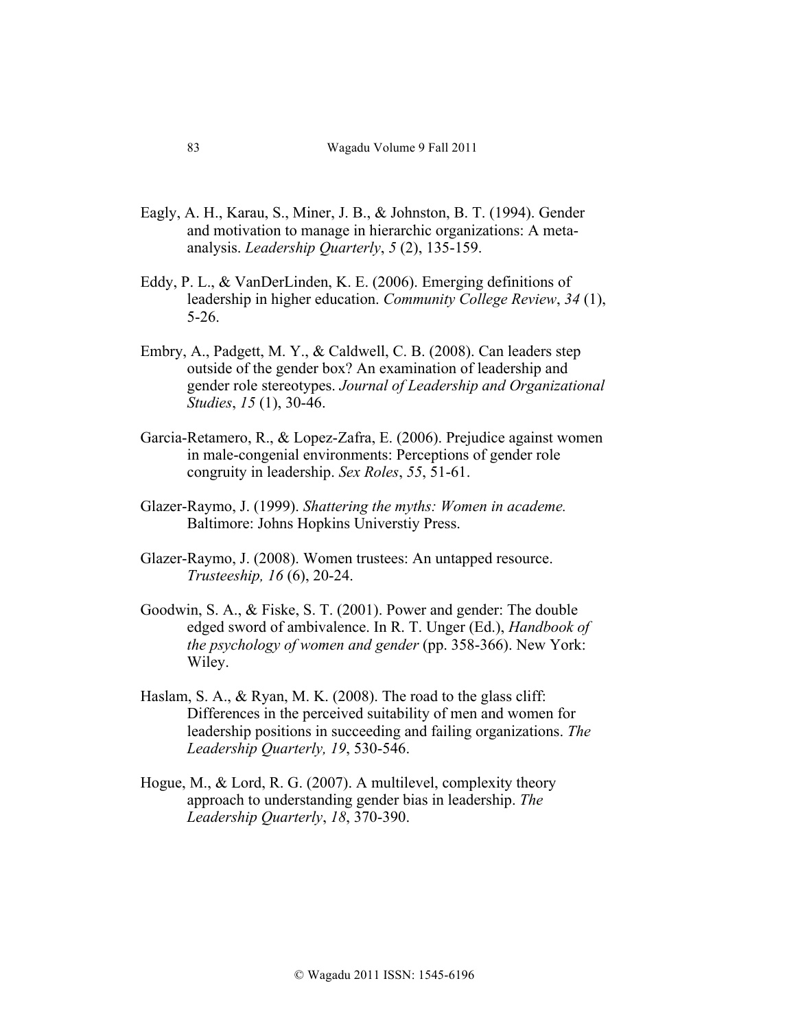Eagly, A. H., Karau, S., Miner, J. B., & Johnston, B. T. (1994). Gender and motivation to manage in hierarchic organizations: A meta-analysis. *Leadership Quarterly*, *5* (2), 135-159.

Eddy, P. L., & VanDerLinden, K. E. (2006). Emerging definitions of leadership in higher education. *Community College Review*, *34* (1), 5-26.

Embry, A., Padgett, M. Y., & Caldwell, C. B. (2008). Can leaders step outside of the gender box? An examination of leadership and gender role stereotypes. *Journal of Leadership and Organizational Studies*, *15* (1), 30-46.

Garcia-Retamero, R., & Lopez-Zafra, E. (2006). Prejudice against women in male-congenial environments: Perceptions of gender role congruity in leadership. *Sex Roles*, *55*, 51-61.

Glazer-Raymo, J. (1999). *Shattering the myths: Women in academe.* Baltimore: Johns Hopkins Universtiy Press.

Glazer-Raymo, J. (2008). Women trustees: An untapped resource. *Trusteeship, 16* (6), 20-24.

Goodwin, S. A., & Fiske, S. T. (2001). Power and gender: The double edged sword of ambivalence. In R. T. Unger (Ed.), *Handbook of the psychology of women and gender* (pp. 358-366). New York: Wiley.

Haslam, S. A., & Ryan, M. K. (2008). The road to the glass cliff: Differences in the perceived suitability of men and women for leadership positions in succeeding and failing organizations. *The Leadership Quarterly, 19*, 530-546.

Hogue, M., & Lord, R. G. (2007). A multilevel, complexity theory approach to understanding gender bias in leadership. *The Leadership Quarterly*, *18*, 370-390.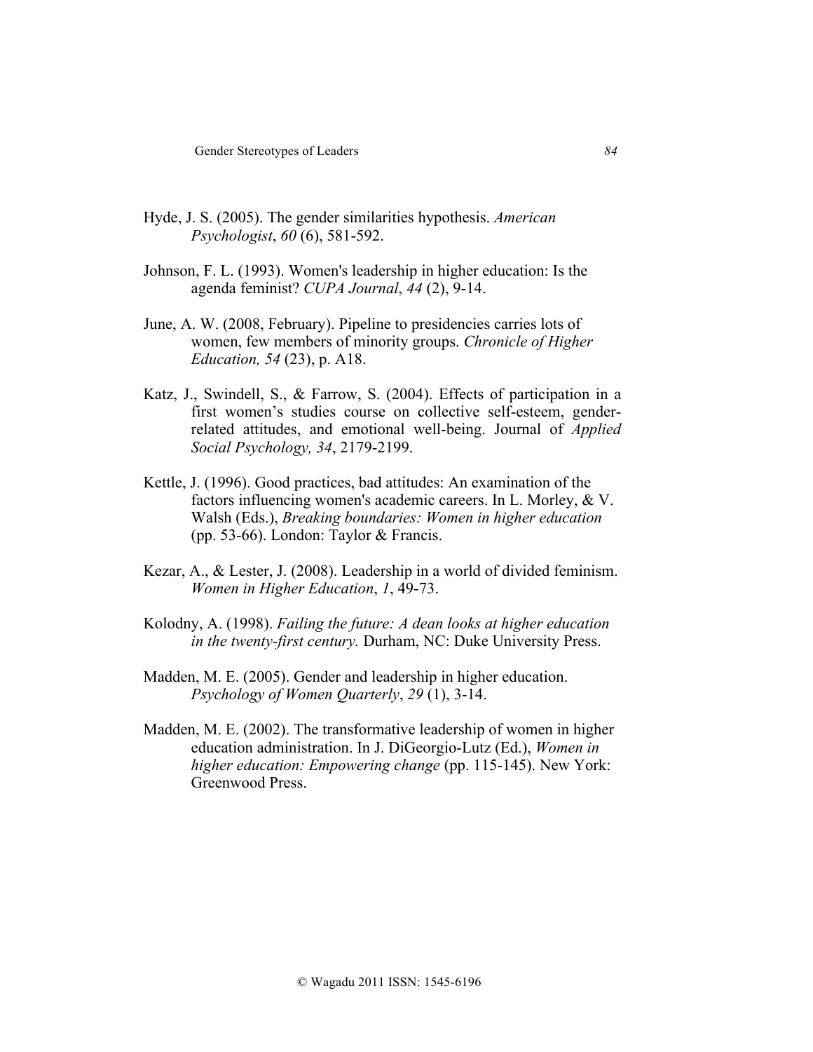Hyde, J. S. (2005). The gender similarities hypothesis. *American Psychologist*, *60* (6), 581-592.

Johnson, F. L. (1993). Women's leadership in higher education: Is the agenda feminist? *CUPA Journal*, *44* (2), 9-14.

June, A. W. (2008, February). Pipeline to presidencies carries lots of women, few members of minority groups. *Chronicle of Higher Education, 54* (23), p. A18.

Katz, J., Swindell, S., & Farrow, S. (2004). Effects of participation in a first women's studies course on collective self-esteem, gender-related attitudes, and emotional well-being. Journal of *Applied Social Psychology, 34*, 2179-2199.

Kettle, J. (1996). Good practices, bad attitudes: An examination of the factors influencing women's academic careers. In L. Morley, & V. Walsh (Eds.), *Breaking boundaries: Women in higher education* (pp. 53-66). London: Taylor & Francis.

Kezar, A., & Lester, J. (2008). Leadership in a world of divided feminism. *Women in Higher Education*, *1*, 49-73.

Kolodny, A. (1998). *Failing the future: A dean looks at higher education in the twenty-first century.* Durham, NC: Duke University Press.

Madden, M. E. (2005). Gender and leadership in higher education. *Psychology of Women Quarterly*, *29* (1), 3-14.

Madden, M. E. (2002). The transformative leadership of women in higher education administration. In J. DiGeorgio-Lutz (Ed.), *Women in higher education: Empowering change* (pp. 115-145). New York: Greenwood Press.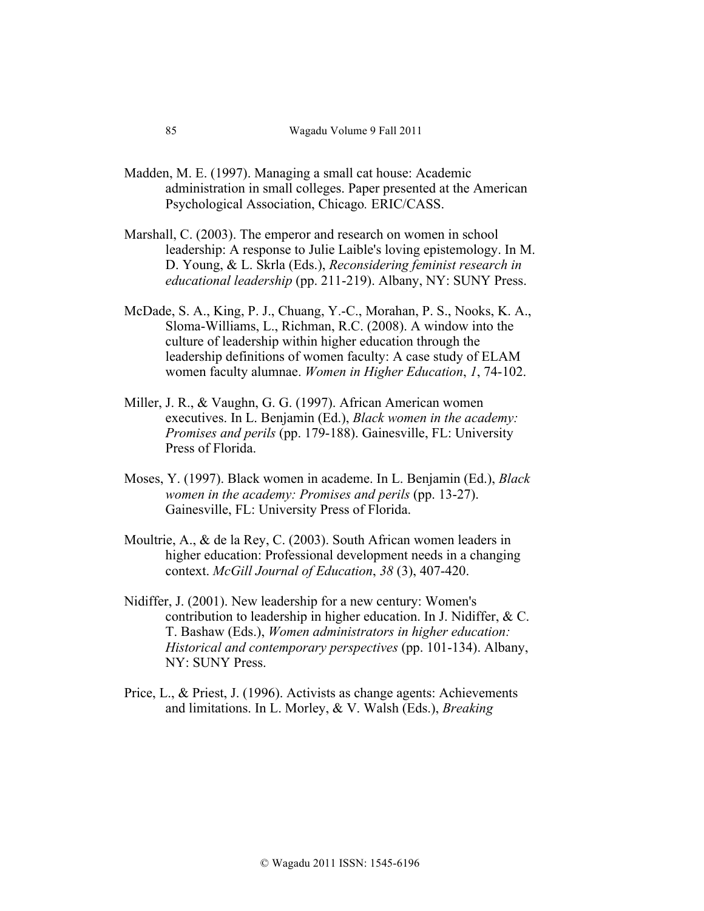Madden, M. E. (1997). Managing a small cat house: Academic administration in small colleges. Paper presented at the American Psychological Association, Chicago*.* ERIC/CASS.

Marshall, C. (2003). The emperor and research on women in school leadership: A response to Julie Laible's loving epistemology. In M. D. Young, & L. Skrla (Eds.), *Reconsidering feminist research in educational leadership* (pp. 211-219). Albany, NY: SUNY Press.

McDade, S. A., King, P. J., Chuang, Y.-C., Morahan, P. S., Nooks, K. A., Sloma-Williams, L., Richman, R.C. (2008). A window into the culture of leadership within higher education through the leadership definitions of women faculty: A case study of ELAM women faculty alumnae. *Women in Higher Education*, *1*, 74-102.

Miller, J. R., & Vaughn, G. G. (1997). African American women executives. In L. Benjamin (Ed.), *Black women in the academy: Promises and perils* (pp. 179-188). Gainesville, FL: University Press of Florida.

Moses, Y. (1997). Black women in academe. In L. Benjamin (Ed.), *Black women in the academy: Promises and perils* (pp. 13-27). Gainesville, FL: University Press of Florida.

Moultrie, A., & de la Rey, C. (2003). South African women leaders in higher education: Professional development needs in a changing context. *McGill Journal of Education*, *38* (3), 407-420.

Nidiffer, J. (2001). New leadership for a new century: Women's contribution to leadership in higher education. In J. Nidiffer, & C. T. Bashaw (Eds.), *Women administrators in higher education: Historical and contemporary perspectives* (pp. 101-134). Albany, NY: SUNY Press.

Price, L., & Priest, J. (1996). Activists as change agents: Achievements and limitations. In L. Morley, & V. Walsh (Eds.), *Breaking*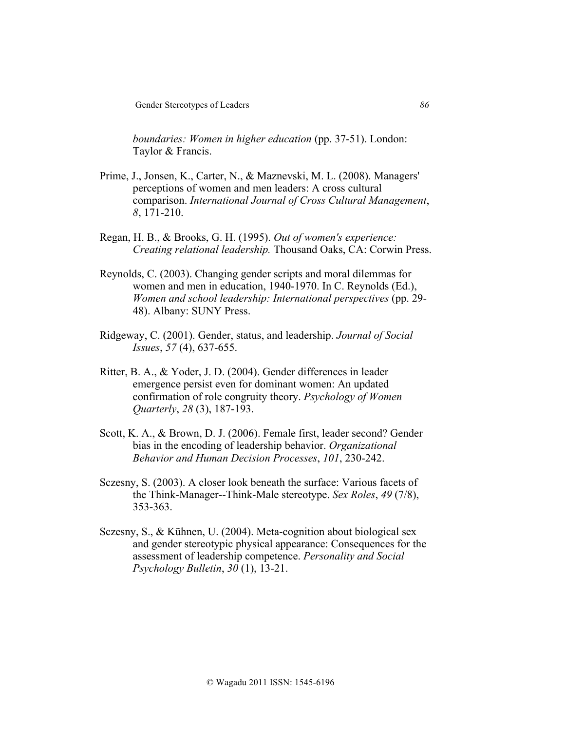*boundaries: Women in higher education* (pp. 37-51). London: Taylor & Francis.

Prime, J., Jonsen, K., Carter, N., & Maznevski, M. L. (2008). Managers' perceptions of women and men leaders: A cross cultural comparison. *International Journal of Cross Cultural Management*, *8*, 171-210.

Regan, H. B., & Brooks, G. H. (1995). *Out of women's experience: Creating relational leadership.* Thousand Oaks, CA: Corwin Press.

Reynolds, C. (2003). Changing gender scripts and moral dilemmas for women and men in education, 1940-1970. In C. Reynolds (Ed.), *Women and school leadership: International perspectives* (pp. 29-48). Albany: SUNY Press.

Ridgeway, C. (2001). Gender, status, and leadership. *Journal of Social Issues*, *57* (4), 637-655.

Ritter, B. A., & Yoder, J. D. (2004). Gender differences in leader emergence persist even for dominant women: An updated confirmation of role congruity theory. *Psychology of Women Quarterly*, *28* (3), 187-193.

Scott, K. A., & Brown, D. J. (2006). Female first, leader second? Gender bias in the encoding of leadership behavior. *Organizational Behavior and Human Decision Processes*, *101*, 230-242.

Sczesny, S. (2003). A closer look beneath the surface: Various facets of the Think-Manager--Think-Male stereotype. *Sex Roles*, *49* (7/8), 353-363.

Sczesny, S., & Kühnen, U. (2004). Meta-cognition about biological sex and gender stereotypic physical appearance: Consequences for the assessment of leadership competence. *Personality and Social Psychology Bulletin*, *30* (1), 13-21.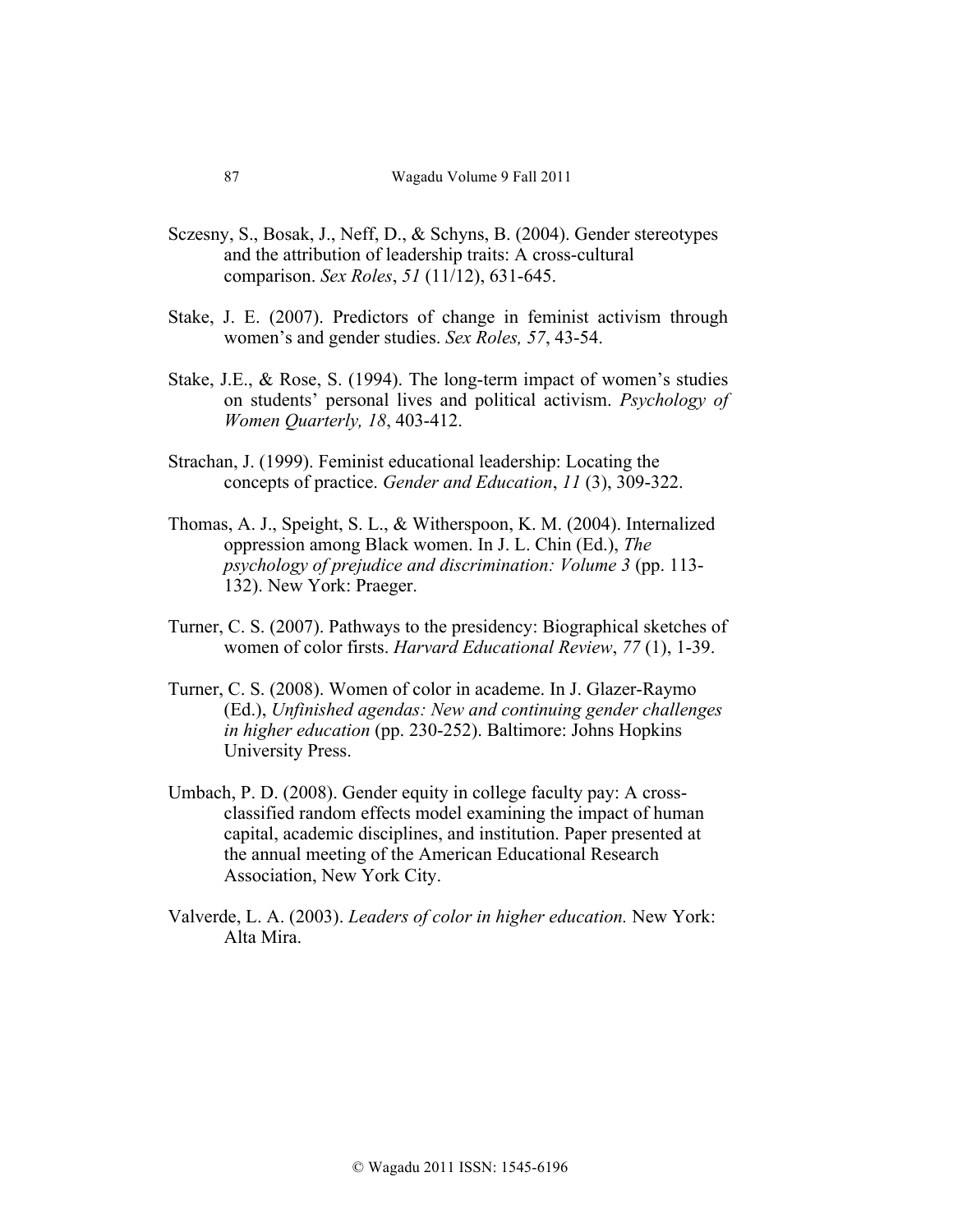Sczesny, S., Bosak, J., Neff, D., & Schyns, B. (2004). Gender stereotypes and the attribution of leadership traits: A cross-cultural comparison. *Sex Roles*, *51* (11/12), 631-645.

Stake, J. E. (2007). Predictors of change in feminist activism through women's and gender studies. *Sex Roles, 57*, 43-54.

Stake, J.E., & Rose, S. (1994). The long-term impact of women's studies on students' personal lives and political activism. *Psychology of Women Quarterly, 18*, 403-412.

Strachan, J. (1999). Feminist educational leadership: Locating the concepts of practice. *Gender and Education*, *11* (3), 309-322.

Thomas, A. J., Speight, S. L., & Witherspoon, K. M. (2004). Internalized oppression among Black women. In J. L. Chin (Ed.), *The psychology of prejudice and discrimination: Volume 3* (pp. 113-132). New York: Praeger.

Turner, C. S. (2007). Pathways to the presidency: Biographical sketches of women of color firsts. *Harvard Educational Review*, *77* (1), 1-39.

Turner, C. S. (2008). Women of color in academe. In J. Glazer-Raymo (Ed.), *Unfinished agendas: New and continuing gender challenges in higher education* (pp. 230-252). Baltimore: Johns Hopkins University Press.

Umbach, P. D. (2008). Gender equity in college faculty pay: A cross-classified random effects model examining the impact of human capital, academic disciplines, and institution. Paper presented at the annual meeting of the American Educational Research Association, New York City.

Valverde, L. A. (2003). *Leaders of color in higher education.* New York: Alta Mira.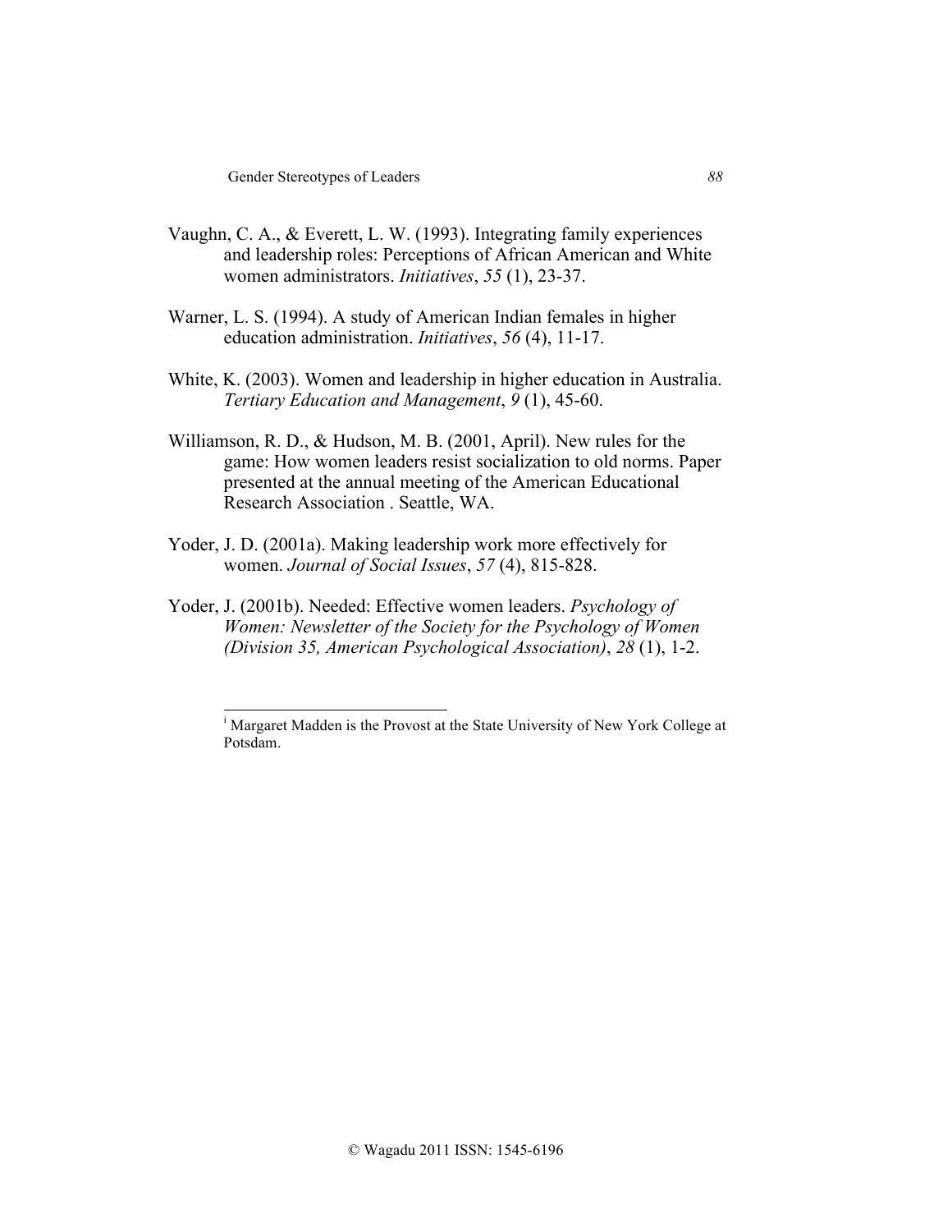Vaughn, C. A., & Everett, L. W. (1993). Integrating family experiences and leadership roles: Perceptions of African American and White women administrators. *Initiatives*, *55* (1), 23-37.

Warner, L. S. (1994). A study of American Indian females in higher education administration. *Initiatives*, *56* (4), 11-17.

White, K. (2003). Women and leadership in higher education in Australia. *Tertiary Education and Management*, *9* (1), 45-60.

Williamson, R. D., & Hudson, M. B. (2001, April). New rules for the game: How women leaders resist socialization to old norms. Paper presented at the annual meeting of the American Educational Research Association . Seattle, WA.

Yoder, J. D. (2001a). Making leadership work more effectively for women. *Journal of Social Issues*, *57* (4), 815-828.

Yoder, J. (2001b). Needed: Effective women leaders. *Psychology of Women: Newsletter of the Society for the Psychology of Women (Division 35, American Psychological Association)*, *28* (1), 1-2.

---

[i] Margaret Madden is the Provost at the State University of New York College at Potsdam.